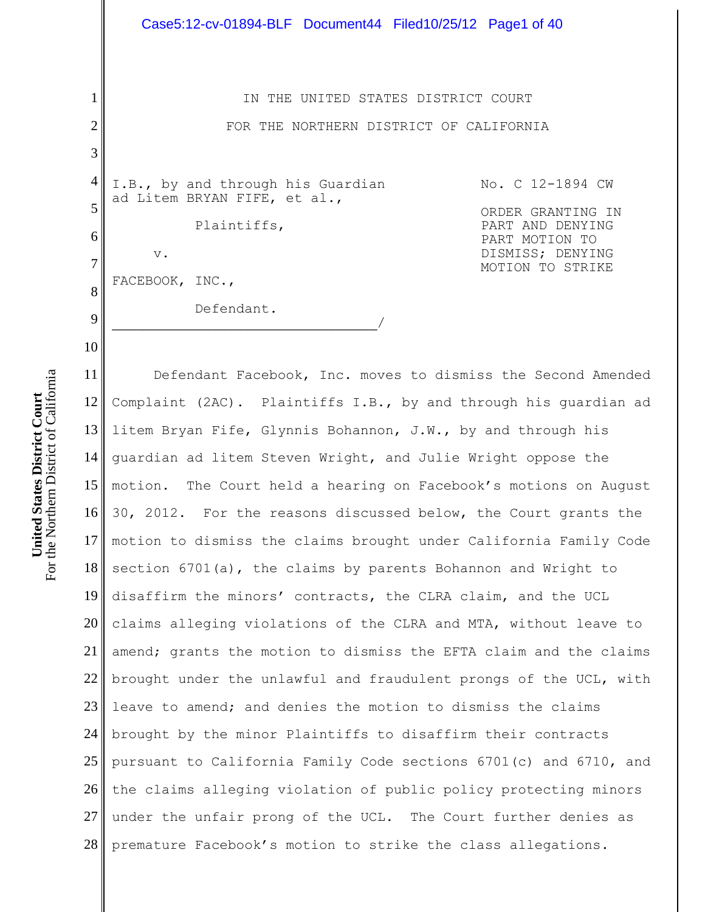IN THE UNITED STATES DISTRICT COURT

FOR THE NORTHERN DISTRICT OF CALIFORNIA

I.B., by and through his Guardian ad Litem BRYAN FIFE, et al.,

Plaintiffs,

v.

FACEBOOK, INC.,

Defendant.

No. C 12-1894 CW

ORDER GRANTING IN PART AND DENYING PART MOTION TO DISMISS; DENYING MOTION TO STRIKE

Defendant Facebook, Inc. moves to dismiss the Second Amended Complaint (2AC). Plaintiffs I.B., by and through his guardian ad litem Bryan Fife, Glynnis Bohannon, J.W., by and through his guardian ad litem Steven Wright, and Julie Wright oppose the motion. The Court held a hearing on Facebook's motions on August 30, 2012. For the reasons discussed below, the Court grants the motion to dismiss the claims brought under California Family Code section 6701(a), the claims by parents Bohannon and Wright to disaffirm the minors' contracts, the CLRA claim, and the UCL claims alleging violations of the CLRA and MTA, without leave to amend; grants the motion to dismiss the EFTA claim and the claims brought under the unlawful and fraudulent prongs of the UCL, with leave to amend; and denies the motion to dismiss the claims brought by the minor Plaintiffs to disaffirm their contracts pursuant to California Family Code sections 6701(c) and 6710, and the claims alleging violation of public policy protecting minors under the unfair prong of the UCL. The Court further denies as premature Facebook's motion to strike the class allegations.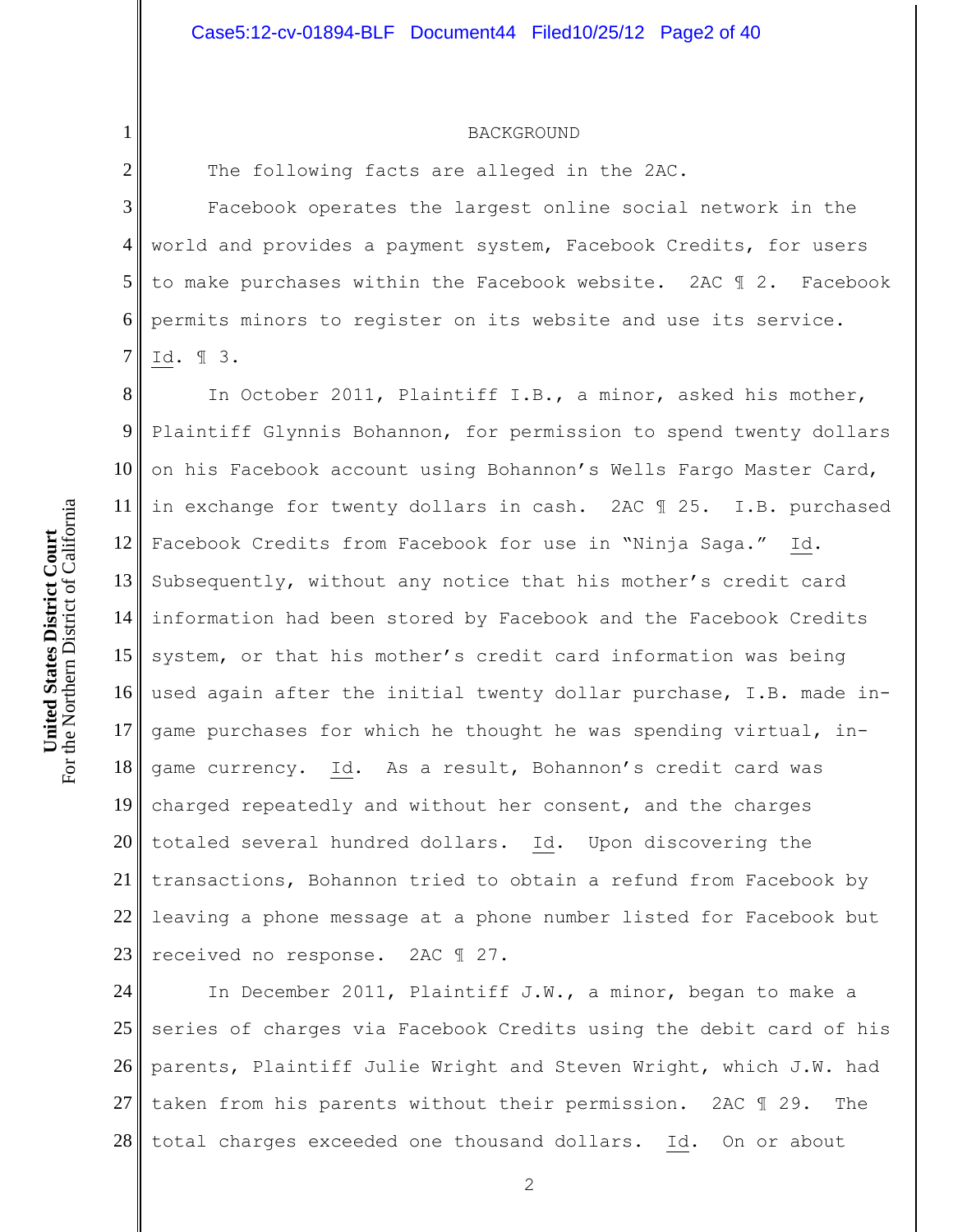## BACKGROUND

The following facts are alleged in the 2AC.

Facebook operates the largest online social network in the world and provides a payment system, Facebook Credits, for users to make purchases within the Facebook website. 2AC ¶ 2. Facebook permits minors to register on its website and use its service. Id. ¶ 3.

In October 2011, Plaintiff I.B., a minor, asked his mother, Plaintiff Glynnis Bohannon, for permission to spend twenty dollars on his Facebook account using Bohannon's Wells Fargo Master Card, in exchange for twenty dollars in cash. 2AC ¶ 25. I.B. purchased Facebook Credits from Facebook for use in "Ninja Saga." Id. Subsequently, without any notice that his mother's credit card information had been stored by Facebook and the Facebook Credits system, or that his mother's credit card information was being used again after the initial twenty dollar purchase, I.B. made in-game purchases for which he thought he was spending virtual, in-game currency. Id. As a result, Bohannon's credit card was charged repeatedly and without her consent, and the charges totaled several hundred dollars. Id. Upon discovering the transactions, Bohannon tried to obtain a refund from Facebook by leaving a phone message at a phone number listed for Facebook but received no response. 2AC ¶ 27.

In December 2011, Plaintiff J.W., a minor, began to make a series of charges via Facebook Credits using the debit card of his parents, Plaintiff Julie Wright and Steven Wright, which J.W. had taken from his parents without their permission. 2AC ¶ 29. The total charges exceeded one thousand dollars. Id. On or about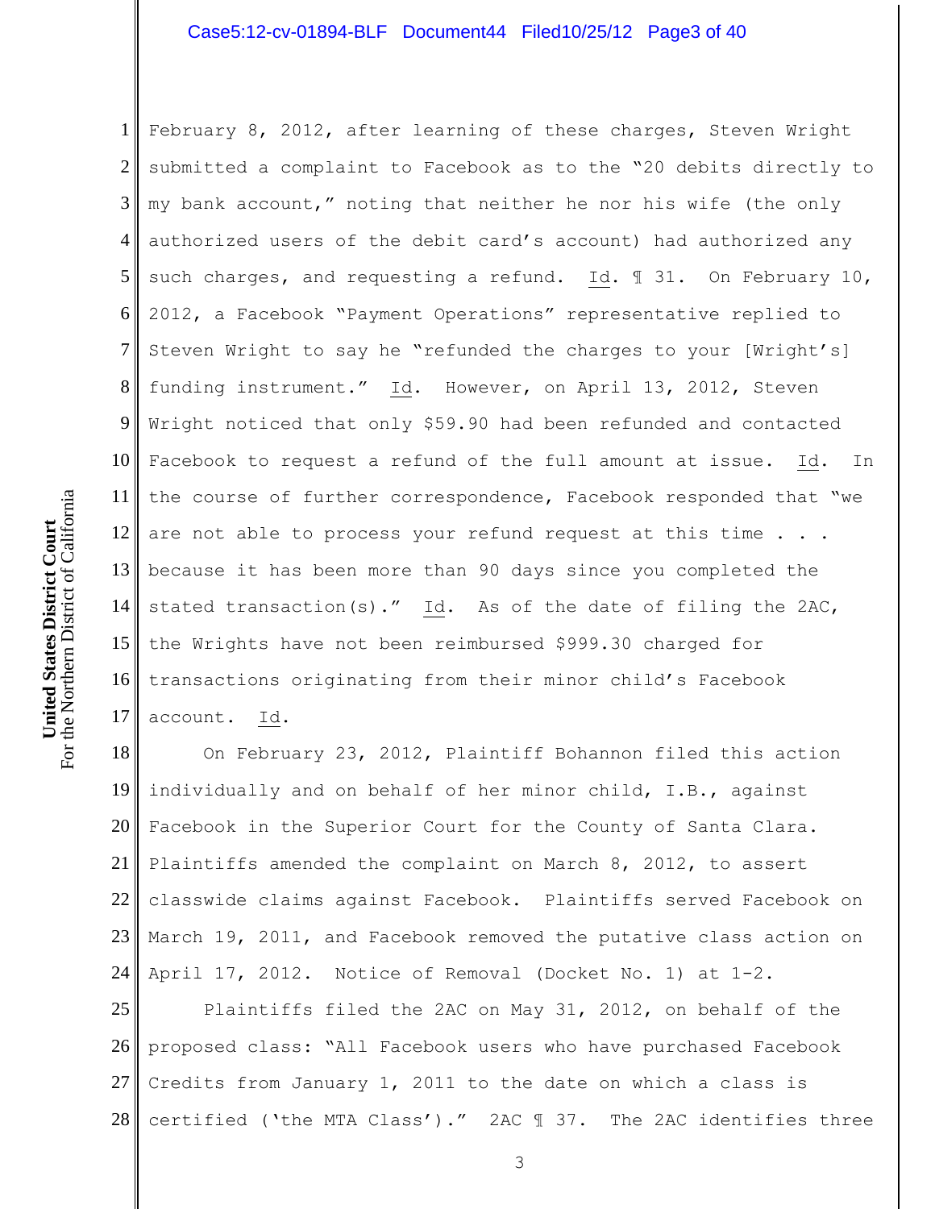February 8, 2012, after learning of these charges, Steven Wright submitted a complaint to Facebook as to the "20 debits directly to my bank account," noting that neither he nor his wife (the only authorized users of the debit card's account) had authorized any such charges, and requesting a refund. Id. ¶ 31. On February 10, 2012, a Facebook "Payment Operations" representative replied to Steven Wright to say he "refunded the charges to your [Wright's] funding instrument." Id. However, on April 13, 2012, Steven Wright noticed that only $59.90 had been refunded and contacted Facebook to request a refund of the full amount at issue. Id. In the course of further correspondence, Facebook responded that "we are not able to process your refund request at this time . . . because it has been more than 90 days since you completed the stated transaction(s)." Id. As of the date of filing the 2AC, the Wrights have not been reimbursed $999.30 charged for transactions originating from their minor child's Facebook account. Id.

On February 23, 2012, Plaintiff Bohannon filed this action individually and on behalf of her minor child, I.B., against Facebook in the Superior Court for the County of Santa Clara. Plaintiffs amended the complaint on March 8, 2012, to assert classwide claims against Facebook. Plaintiffs served Facebook on March 19, 2011, and Facebook removed the putative class action on April 17, 2012. Notice of Removal (Docket No. 1) at 1-2.

Plaintiffs filed the 2AC on May 31, 2012, on behalf of the proposed class: "All Facebook users who have purchased Facebook Credits from January 1, 2011 to the date on which a class is certified ('the MTA Class')." 2AC ¶ 37. The 2AC identifies three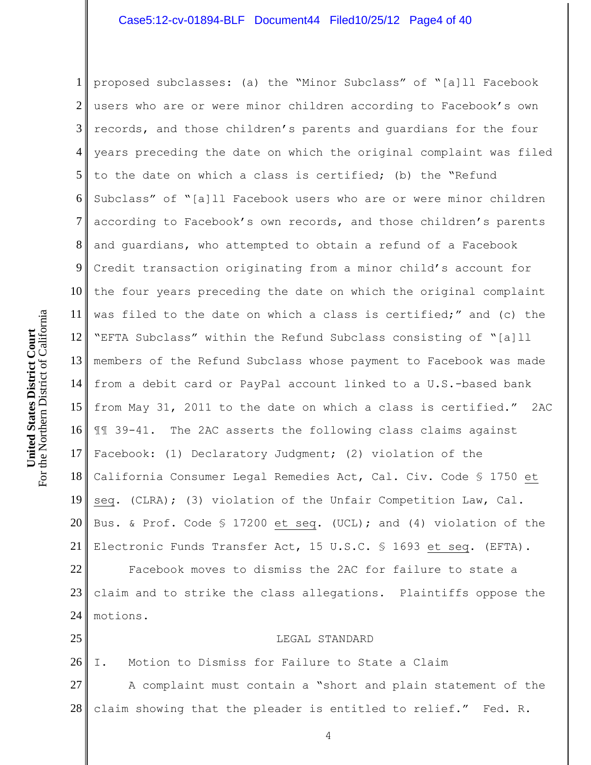proposed subclasses: (a) the "Minor Subclass" of "[a]ll Facebook users who are or were minor children according to Facebook's own records, and those children's parents and guardians for the four years preceding the date on which the original complaint was filed to the date on which a class is certified; (b) the "Refund Subclass" of "[a]ll Facebook users who are or were minor children according to Facebook's own records, and those children's parents and guardians, who attempted to obtain a refund of a Facebook Credit transaction originating from a minor child's account for the four years preceding the date on which the original complaint was filed to the date on which a class is certified;" and (c) the "EFTA Subclass" within the Refund Subclass consisting of "[a]ll members of the Refund Subclass whose payment to Facebook was made from a debit card or PayPal account linked to a U.S.-based bank from May 31, 2011 to the date on which a class is certified." 2AC ¶¶ 39-41. The 2AC asserts the following class claims against Facebook: (1) Declaratory Judgment; (2) violation of the California Consumer Legal Remedies Act, Cal. Civ. Code § 1750 et seq. (CLRA); (3) violation of the Unfair Competition Law, Cal. Bus. & Prof. Code § 17200 et seq. (UCL); and (4) violation of the Electronic Funds Transfer Act, 15 U.S.C. § 1693 et seq. (EFTA).

Facebook moves to dismiss the 2AC for failure to state a claim and to strike the class allegations. Plaintiffs oppose the motions.

## LEGAL STANDARD

### I. Motion to Dismiss for Failure to State a Claim

A complaint must contain a "short and plain statement of the claim showing that the pleader is entitled to relief." Fed. R.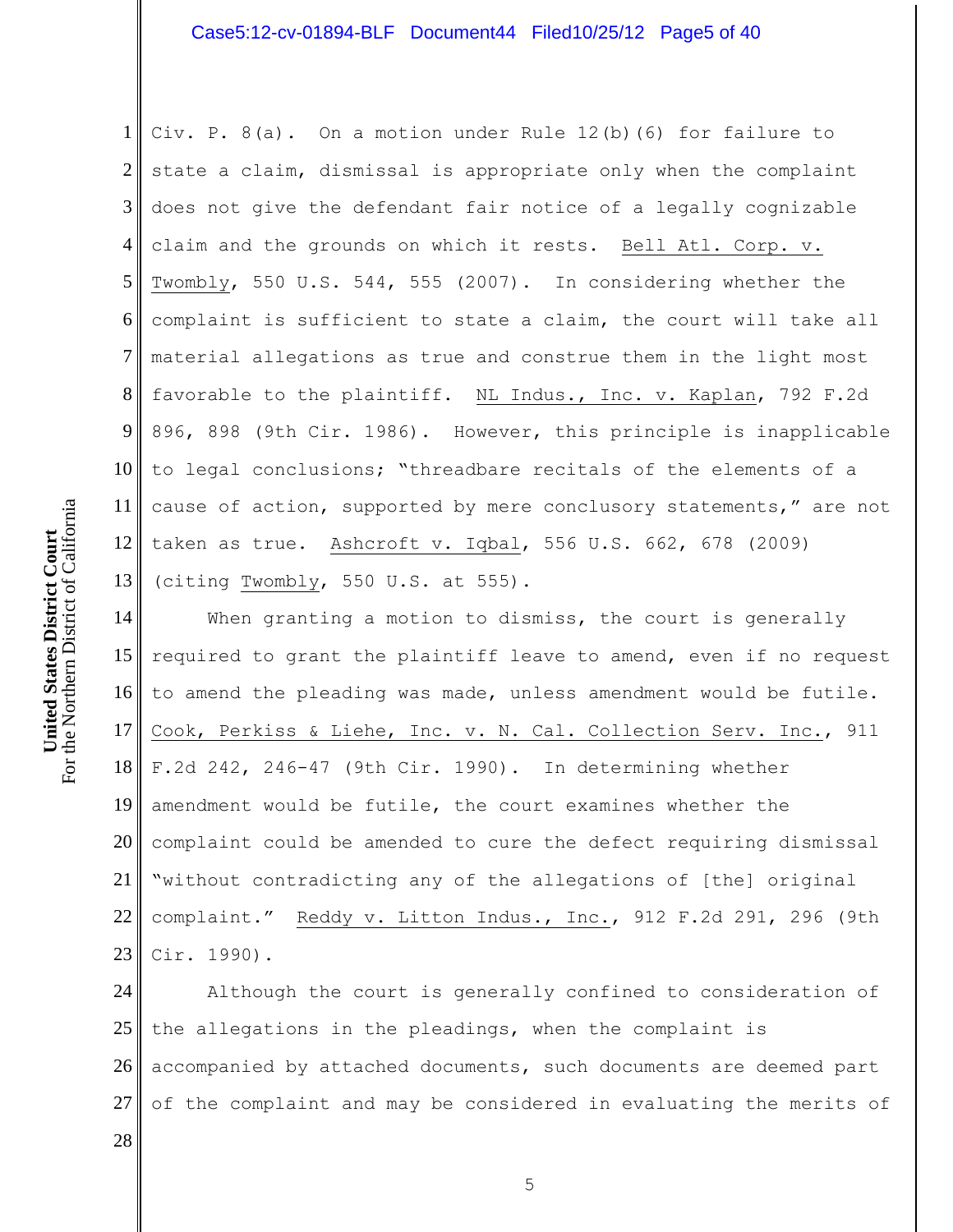Civ. P. 8(a). On a motion under Rule 12(b)(6) for failure to state a claim, dismissal is appropriate only when the complaint does not give the defendant fair notice of a legally cognizable claim and the grounds on which it rests. Bell Atl. Corp. v. Twombly, 550 U.S. 544, 555 (2007). In considering whether the complaint is sufficient to state a claim, the court will take all material allegations as true and construe them in the light most favorable to the plaintiff. NL Indus., Inc. v. Kaplan, 792 F.2d 896, 898 (9th Cir. 1986). However, this principle is inapplicable to legal conclusions; "threadbare recitals of the elements of a cause of action, supported by mere conclusory statements," are not taken as true. Ashcroft v. Iqbal, 556 U.S. 662, 678 (2009) (citing Twombly, 550 U.S. at 555).

When granting a motion to dismiss, the court is generally required to grant the plaintiff leave to amend, even if no request to amend the pleading was made, unless amendment would be futile. Cook, Perkiss & Liehe, Inc. v. N. Cal. Collection Serv. Inc., 911 F.2d 242, 246-47 (9th Cir. 1990). In determining whether amendment would be futile, the court examines whether the complaint could be amended to cure the defect requiring dismissal "without contradicting any of the allegations of [the] original complaint." Reddy v. Litton Indus., Inc., 912 F.2d 291, 296 (9th Cir. 1990).

Although the court is generally confined to consideration of the allegations in the pleadings, when the complaint is accompanied by attached documents, such documents are deemed part of the complaint and may be considered in evaluating the merits of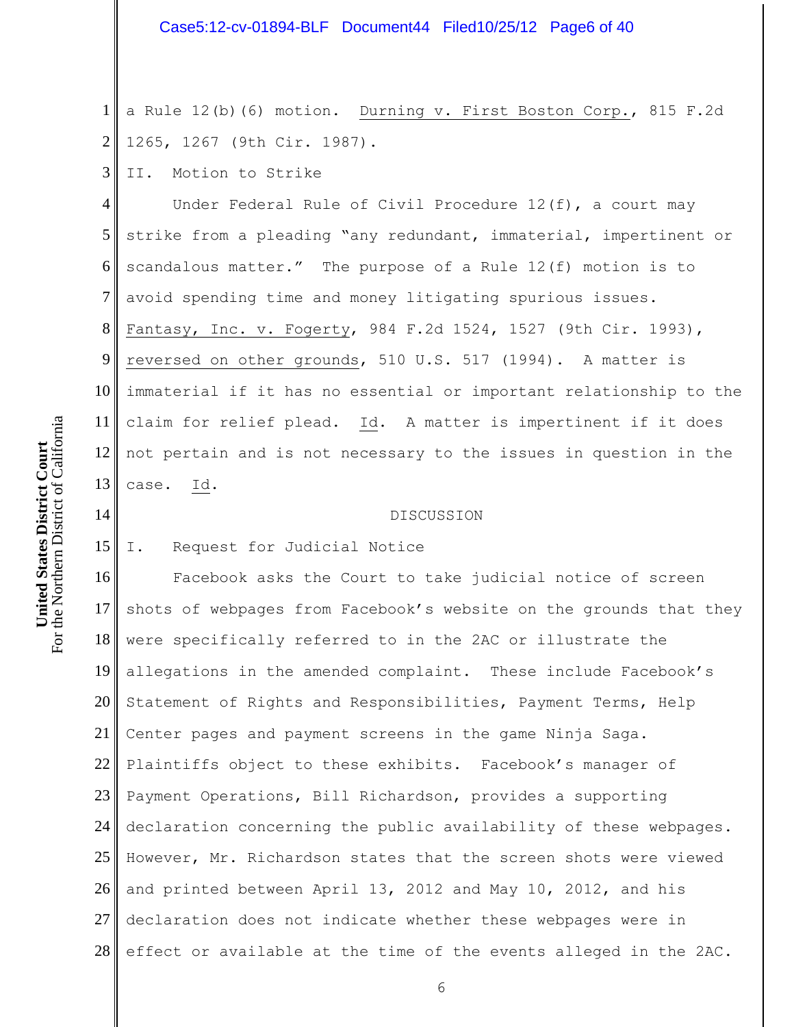a Rule 12(b)(6) motion. Durning v. First Boston Corp., 815 F.2d 1265, 1267 (9th Cir. 1987).

II. Motion to Strike

Under Federal Rule of Civil Procedure 12(f), a court may strike from a pleading "any redundant, immaterial, impertinent or scandalous matter." The purpose of a Rule 12(f) motion is to avoid spending time and money litigating spurious issues. Fantasy, Inc. v. Fogerty, 984 F.2d 1524, 1527 (9th Cir. 1993), reversed on other grounds, 510 U.S. 517 (1994). A matter is immaterial if it has no essential or important relationship to the claim for relief plead. Id. A matter is impertinent if it does not pertain and is not necessary to the issues in question in the case. Id.

## DISCUSSION

I. Request for Judicial Notice

Facebook asks the Court to take judicial notice of screen shots of webpages from Facebook's website on the grounds that they were specifically referred to in the 2AC or illustrate the allegations in the amended complaint. These include Facebook's Statement of Rights and Responsibilities, Payment Terms, Help Center pages and payment screens in the game Ninja Saga. Plaintiffs object to these exhibits. Facebook's manager of Payment Operations, Bill Richardson, provides a supporting declaration concerning the public availability of these webpages. However, Mr. Richardson states that the screen shots were viewed and printed between April 13, 2012 and May 10, 2012, and his declaration does not indicate whether these webpages were in effect or available at the time of the events alleged in the 2AC.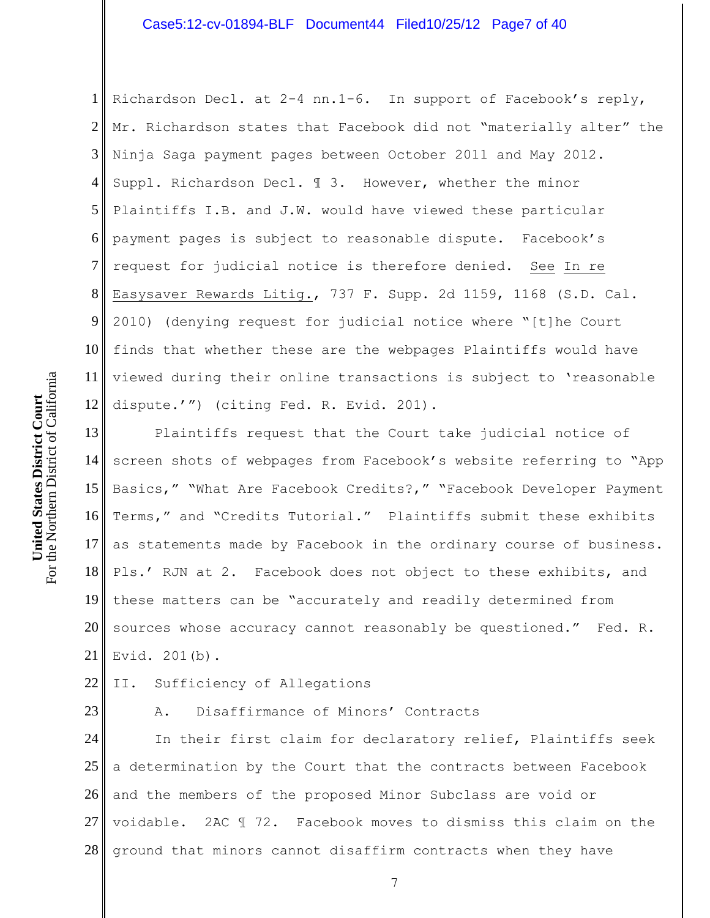Richardson Decl. at 2-4 nn.1-6. In support of Facebook's reply, Mr. Richardson states that Facebook did not "materially alter" the Ninja Saga payment pages between October 2011 and May 2012. Suppl. Richardson Decl. ¶ 3. However, whether the minor Plaintiffs I.B. and J.W. would have viewed these particular payment pages is subject to reasonable dispute. Facebook's request for judicial notice is therefore denied. See In re Easysaver Rewards Litig., 737 F. Supp. 2d 1159, 1168 (S.D. Cal. 2010) (denying request for judicial notice where "[t]he Court finds that whether these are the webpages Plaintiffs would have viewed during their online transactions is subject to 'reasonable dispute.'") (citing Fed. R. Evid. 201).

Plaintiffs request that the Court take judicial notice of screen shots of webpages from Facebook's website referring to "App Basics," "What Are Facebook Credits?," "Facebook Developer Payment Terms," and "Credits Tutorial." Plaintiffs submit these exhibits as statements made by Facebook in the ordinary course of business. Pls.' RJN at 2. Facebook does not object to these exhibits, and these matters can be "accurately and readily determined from sources whose accuracy cannot reasonably be questioned." Fed. R. Evid. 201(b).

## II. Sufficiency of Allegations

### A. Disaffirmance of Minors' Contracts

In their first claim for declaratory relief, Plaintiffs seek a determination by the Court that the contracts between Facebook and the members of the proposed Minor Subclass are void or voidable. 2AC ¶ 72. Facebook moves to dismiss this claim on the ground that minors cannot disaffirm contracts when they have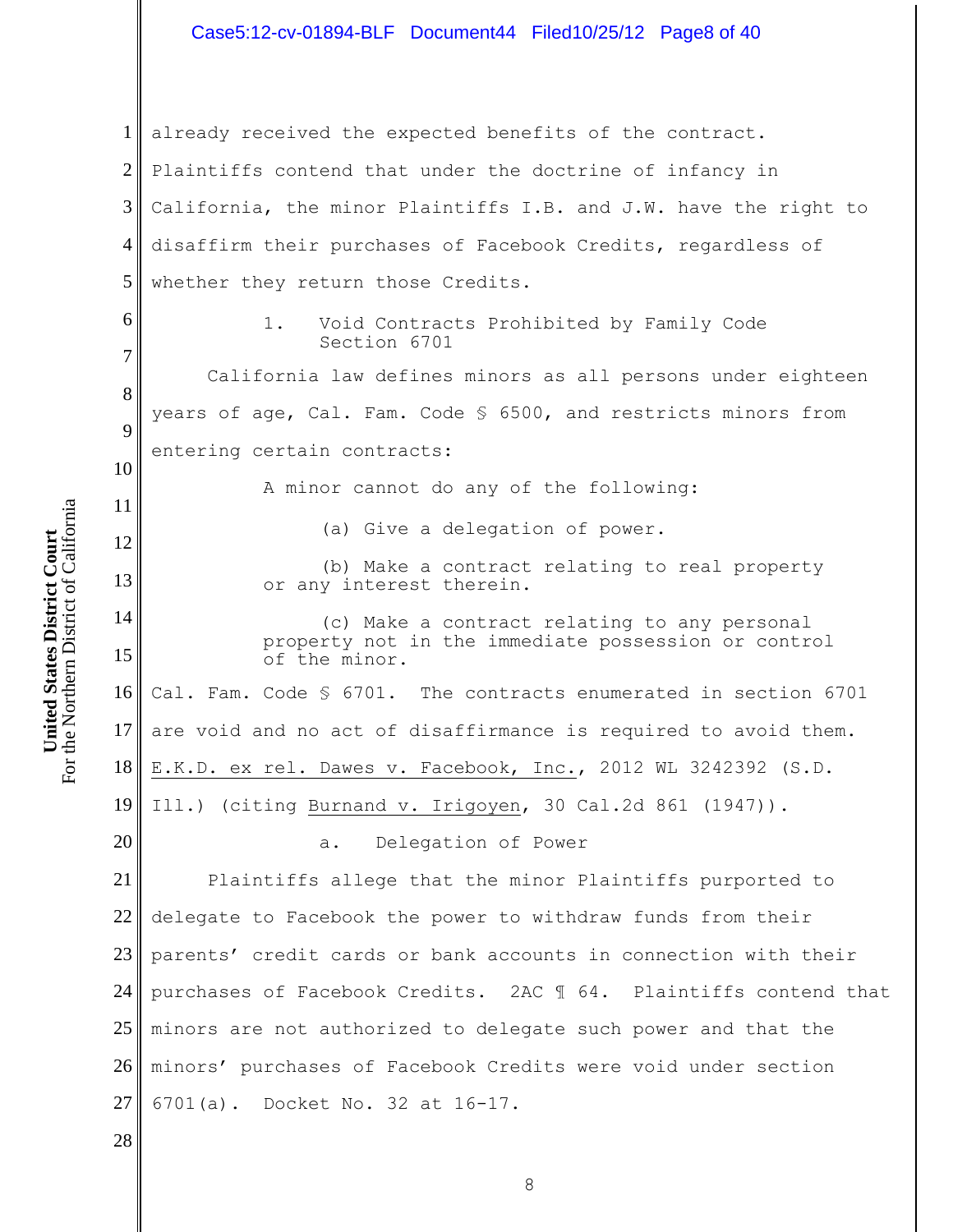already received the expected benefits of the contract. Plaintiffs contend that under the doctrine of infancy in California, the minor Plaintiffs I.B. and J.W. have the right to disaffirm their purchases of Facebook Credits, regardless of whether they return those Credits.

#### 1. Void Contracts Prohibited by Family Code Section 6701

California law defines minors as all persons under eighteen years of age, Cal. Fam. Code § 6500, and restricts minors from entering certain contracts:

> A minor cannot do any of the following:
>
> (a) Give a delegation of power.
>
> (b) Make a contract relating to real property or any interest therein.
>
> (c) Make a contract relating to any personal property not in the immediate possession or control of the minor.

Cal. Fam. Code § 6701. The contracts enumerated in section 6701 are void and no act of disaffirmance is required to avoid them. E.K.D. ex rel. Dawes v. Facebook, Inc., 2012 WL 3242392 (S.D. Ill.) (citing Burnand v. Irigoyen, 30 Cal.2d 861 (1947)).

##### a. Delegation of Power

Plaintiffs allege that the minor Plaintiffs purported to delegate to Facebook the power to withdraw funds from their parents' credit cards or bank accounts in connection with their purchases of Facebook Credits. 2AC ¶ 64. Plaintiffs contend that minors are not authorized to delegate such power and that the minors' purchases of Facebook Credits were void under section 6701(a). Docket No. 32 at 16-17.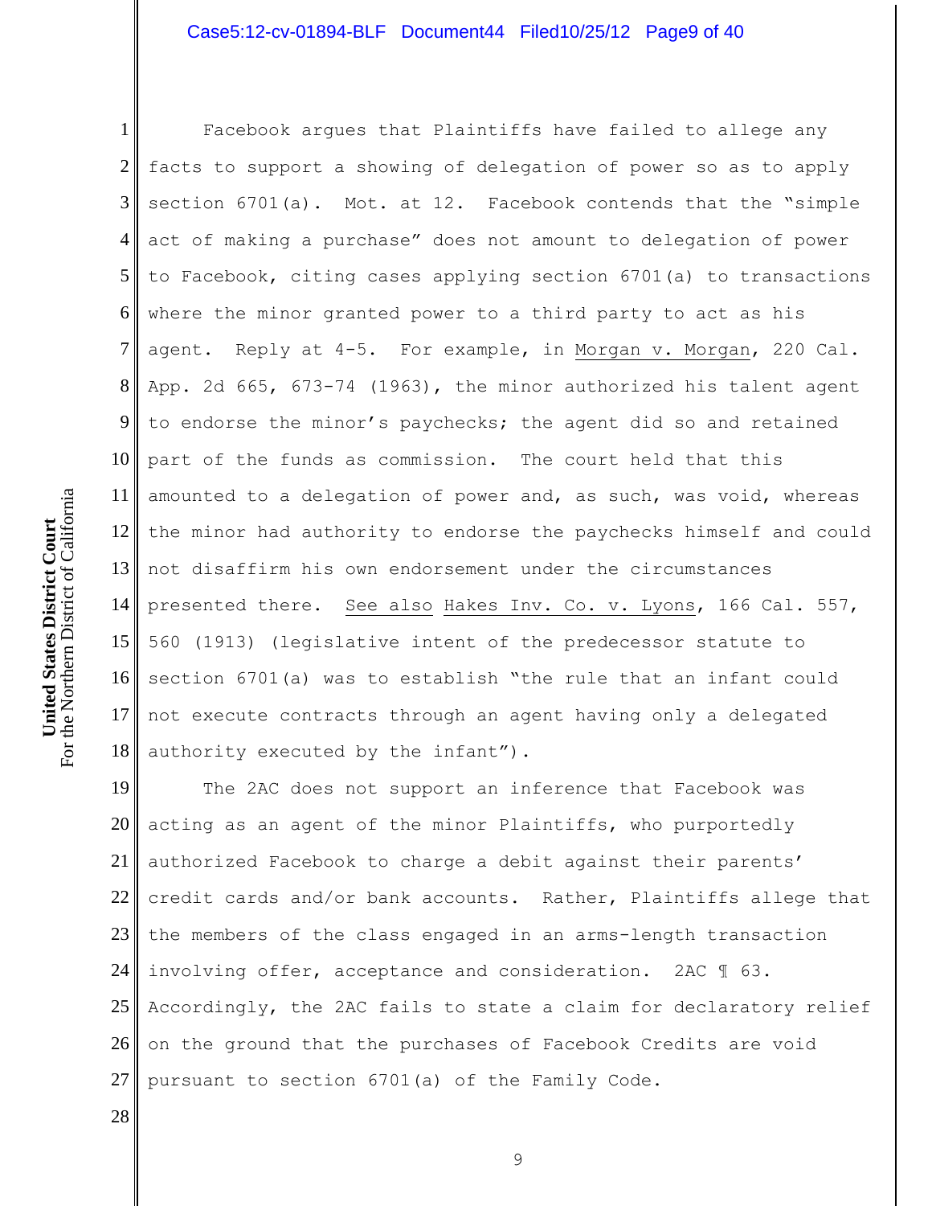Facebook argues that Plaintiffs have failed to allege any facts to support a showing of delegation of power so as to apply section 6701(a). Mot. at 12. Facebook contends that the "simple act of making a purchase" does not amount to delegation of power to Facebook, citing cases applying section 6701(a) to transactions where the minor granted power to a third party to act as his agent. Reply at 4-5. For example, in Morgan v. Morgan, 220 Cal. App. 2d 665, 673-74 (1963), the minor authorized his talent agent to endorse the minor's paychecks; the agent did so and retained part of the funds as commission. The court held that this amounted to a delegation of power and, as such, was void, whereas the minor had authority to endorse the paychecks himself and could not disaffirm his own endorsement under the circumstances presented there. See also Hakes Inv. Co. v. Lyons, 166 Cal. 557, 560 (1913) (legislative intent of the predecessor statute to section 6701(a) was to establish "the rule that an infant could not execute contracts through an agent having only a delegated authority executed by the infant").

The 2AC does not support an inference that Facebook was acting as an agent of the minor Plaintiffs, who purportedly authorized Facebook to charge a debit against their parents' credit cards and/or bank accounts. Rather, Plaintiffs allege that the members of the class engaged in an arms-length transaction involving offer, acceptance and consideration. 2AC ¶ 63. Accordingly, the 2AC fails to state a claim for declaratory relief on the ground that the purchases of Facebook Credits are void pursuant to section 6701(a) of the Family Code.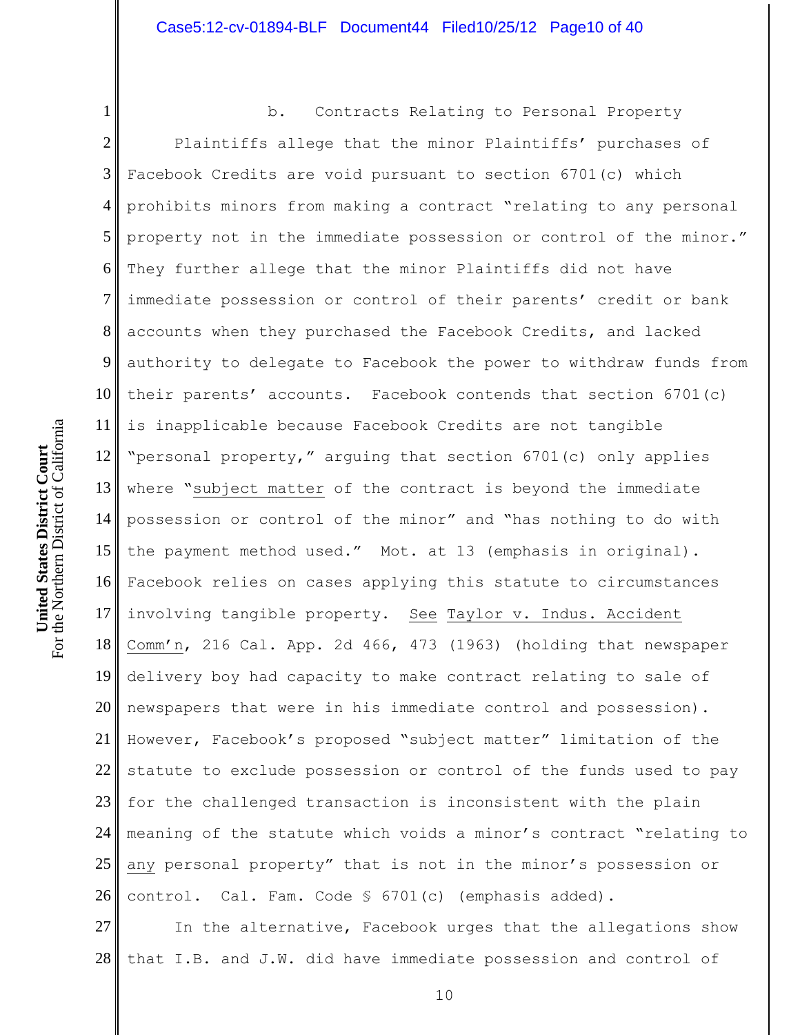b. Contracts Relating to Personal Property

Plaintiffs allege that the minor Plaintiffs' purchases of Facebook Credits are void pursuant to section 6701(c) which prohibits minors from making a contract "relating to any personal property not in the immediate possession or control of the minor." They further allege that the minor Plaintiffs did not have immediate possession or control of their parents' credit or bank accounts when they purchased the Facebook Credits, and lacked authority to delegate to Facebook the power to withdraw funds from their parents' accounts. Facebook contends that section 6701(c) is inapplicable because Facebook Credits are not tangible "personal property," arguing that section 6701(c) only applies where "subject matter of the contract is beyond the immediate possession or control of the minor" and "has nothing to do with the payment method used." Mot. at 13 (emphasis in original). Facebook relies on cases applying this statute to circumstances involving tangible property. See Taylor v. Indus. Accident Comm'n, 216 Cal. App. 2d 466, 473 (1963) (holding that newspaper delivery boy had capacity to make contract relating to sale of newspapers that were in his immediate control and possession). However, Facebook's proposed "subject matter" limitation of the statute to exclude possession or control of the funds used to pay for the challenged transaction is inconsistent with the plain meaning of the statute which voids a minor's contract "relating to any personal property" that is not in the minor's possession or control. Cal. Fam. Code § 6701(c) (emphasis added).

In the alternative, Facebook urges that the allegations show that I.B. and J.W. did have immediate possession and control of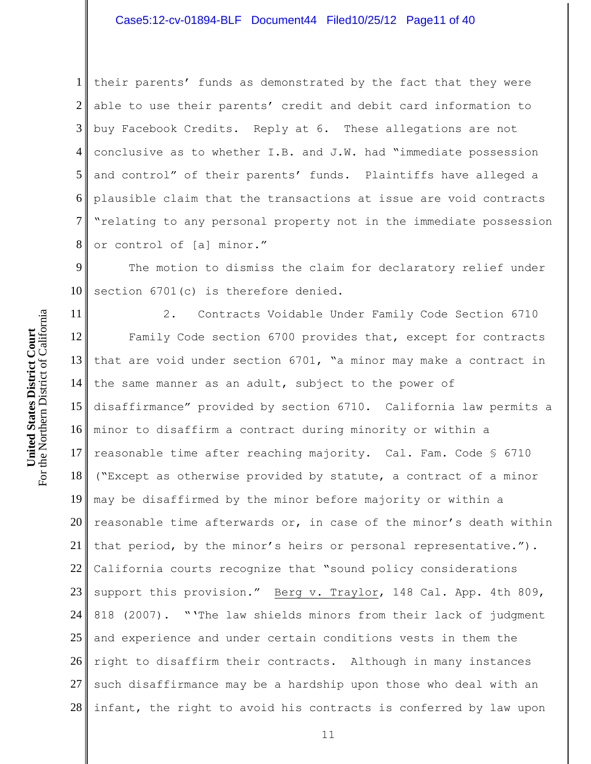their parents' funds as demonstrated by the fact that they were able to use their parents' credit and debit card information to buy Facebook Credits. Reply at 6. These allegations are not conclusive as to whether I.B. and J.W. had "immediate possession and control" of their parents' funds. Plaintiffs have alleged a plausible claim that the transactions at issue are void contracts "relating to any personal property not in the immediate possession or control of [a] minor."

The motion to dismiss the claim for declaratory relief under section 6701(c) is therefore denied.

2. Contracts Voidable Under Family Code Section 6710

Family Code section 6700 provides that, except for contracts that are void under section 6701, "a minor may make a contract in the same manner as an adult, subject to the power of disaffirmance" provided by section 6710. California law permits a minor to disaffirm a contract during minority or within a reasonable time after reaching majority. Cal. Fam. Code § 6710 ("Except as otherwise provided by statute, a contract of a minor may be disaffirmed by the minor before majority or within a reasonable time afterwards or, in case of the minor's death within that period, by the minor's heirs or personal representative."). California courts recognize that "sound policy considerations support this provision." Berg v. Traylor, 148 Cal. App. 4th 809, 818 (2007). "'The law shields minors from their lack of judgment and experience and under certain conditions vests in them the right to disaffirm their contracts. Although in many instances such disaffirmance may be a hardship upon those who deal with an infant, the right to avoid his contracts is conferred by law upon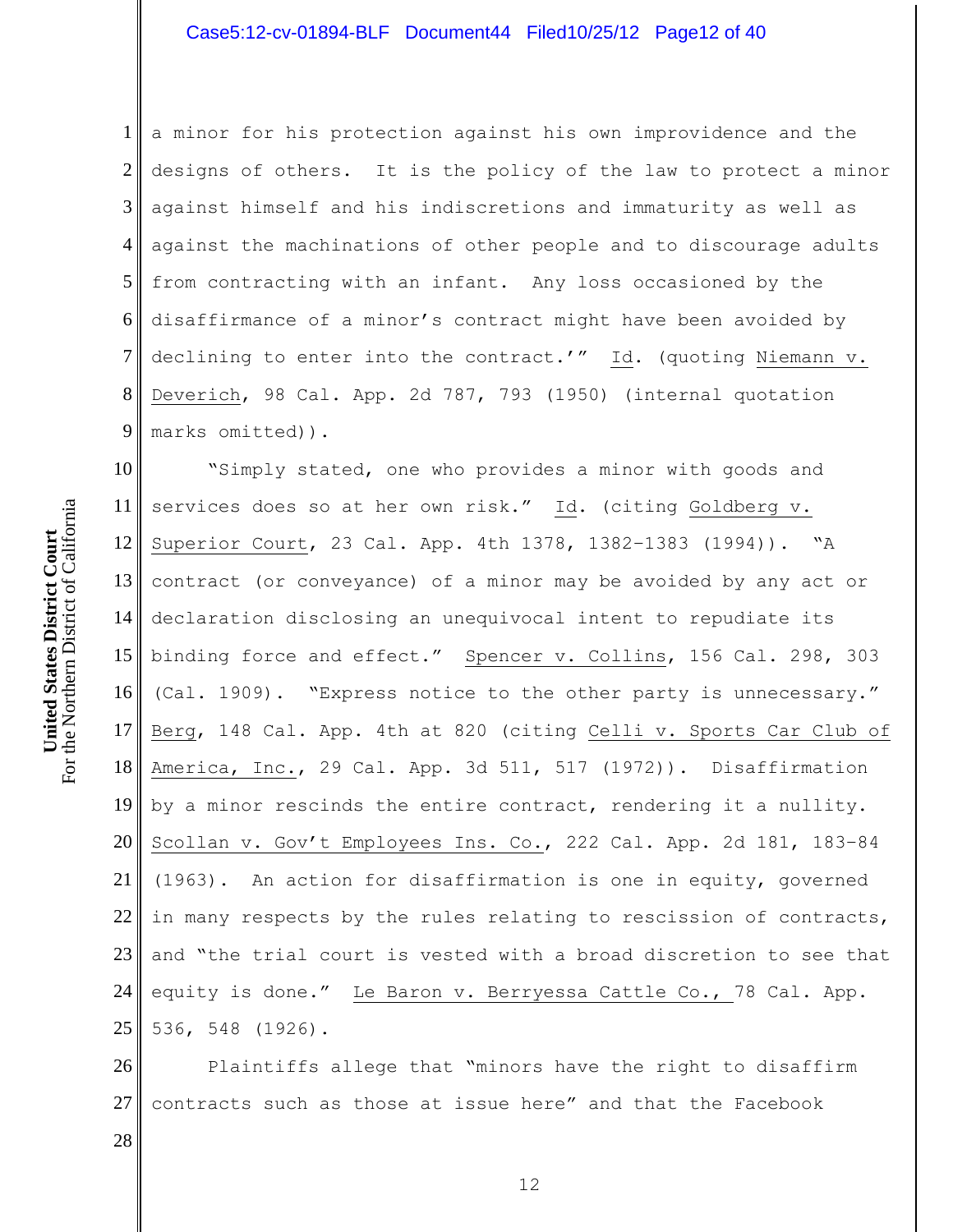a minor for his protection against his own improvidence and the designs of others. It is the policy of the law to protect a minor against himself and his indiscretions and immaturity as well as against the machinations of other people and to discourage adults from contracting with an infant. Any loss occasioned by the disaffirmance of a minor's contract might have been avoided by declining to enter into the contract.'" Id. (quoting Niemann v. Deverich, 98 Cal. App. 2d 787, 793 (1950) (internal quotation marks omitted)).

"Simply stated, one who provides a minor with goods and services does so at her own risk." Id. (citing Goldberg v. Superior Court, 23 Cal. App. 4th 1378, 1382–1383 (1994)). "A contract (or conveyance) of a minor may be avoided by any act or declaration disclosing an unequivocal intent to repudiate its binding force and effect." Spencer v. Collins, 156 Cal. 298, 303 (Cal. 1909). "Express notice to the other party is unnecessary." Berg, 148 Cal. App. 4th at 820 (citing Celli v. Sports Car Club of America, Inc., 29 Cal. App. 3d 511, 517 (1972)). Disaffirmation by a minor rescinds the entire contract, rendering it a nullity. Scollan v. Gov't Employees Ins. Co., 222 Cal. App. 2d 181, 183–84 (1963). An action for disaffirmation is one in equity, governed in many respects by the rules relating to rescission of contracts, and "the trial court is vested with a broad discretion to see that equity is done." Le Baron v. Berryessa Cattle Co., 78 Cal. App. 536, 548 (1926).

Plaintiffs allege that "minors have the right to disaffirm contracts such as those at issue here" and that the Facebook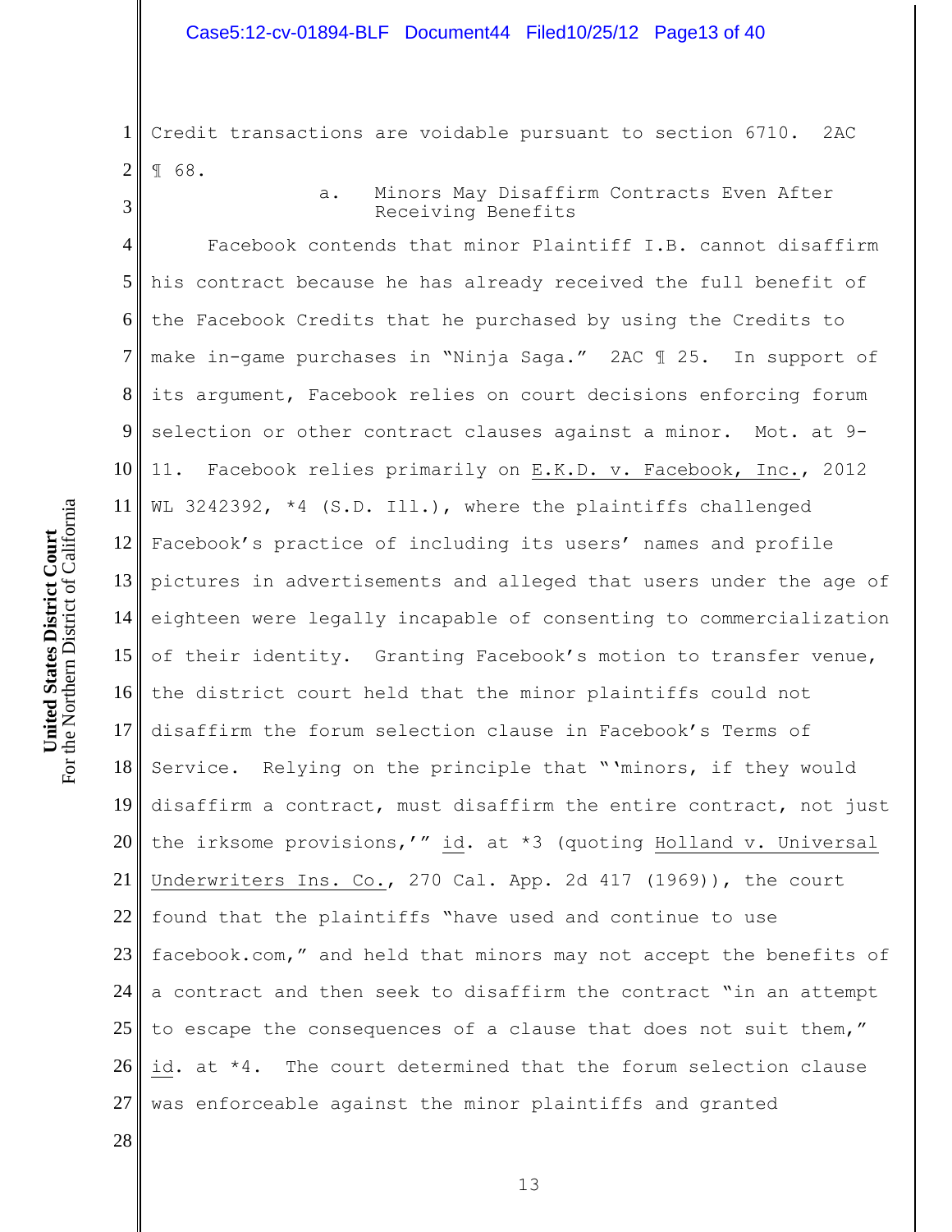Credit transactions are voidable pursuant to section 6710. 2AC ¶ 68.

#### a. Minors May Disaffirm Contracts Even After Receiving Benefits

Facebook contends that minor Plaintiff I.B. cannot disaffirm his contract because he has already received the full benefit of the Facebook Credits that he purchased by using the Credits to make in-game purchases in "Ninja Saga." 2AC ¶ 25. In support of its argument, Facebook relies on court decisions enforcing forum selection or other contract clauses against a minor. Mot. at 9-11. Facebook relies primarily on E.K.D. v. Facebook, Inc., 2012 WL 3242392, *4 (S.D. Ill.), where the plaintiffs challenged Facebook's practice of including its users' names and profile pictures in advertisements and alleged that users under the age of eighteen were legally incapable of consenting to commercialization of their identity. Granting Facebook's motion to transfer venue, the district court held that the minor plaintiffs could not disaffirm the forum selection clause in Facebook's Terms of Service. Relying on the principle that "'minors, if they would disaffirm a contract, must disaffirm the entire contract, not just the irksome provisions,'" id. at *3 (quoting Holland v. Universal Underwriters Ins. Co., 270 Cal. App. 2d 417 (1969)), the court found that the plaintiffs "have used and continue to use facebook.com," and held that minors may not accept the benefits of a contract and then seek to disaffirm the contract "in an attempt to escape the consequences of a clause that does not suit them," id. at *4. The court determined that the forum selection clause was enforceable against the minor plaintiffs and granted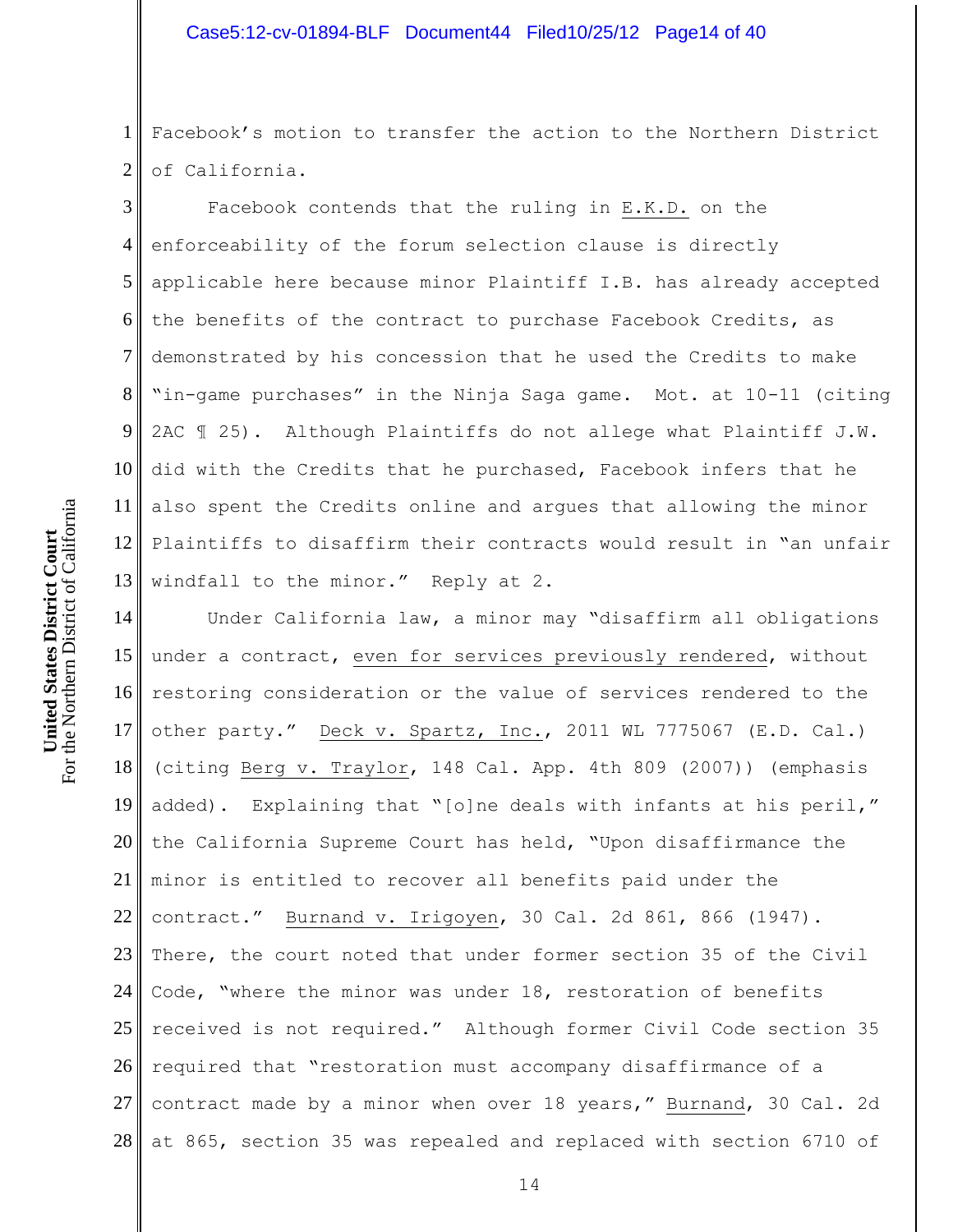Facebook's motion to transfer the action to the Northern District of California.

Facebook contends that the ruling in E.K.D. on the enforceability of the forum selection clause is directly applicable here because minor Plaintiff I.B. has already accepted the benefits of the contract to purchase Facebook Credits, as demonstrated by his concession that he used the Credits to make "in-game purchases" in the Ninja Saga game. Mot. at 10-11 (citing 2AC ¶ 25). Although Plaintiffs do not allege what Plaintiff J.W. did with the Credits that he purchased, Facebook infers that he also spent the Credits online and argues that allowing the minor Plaintiffs to disaffirm their contracts would result in "an unfair windfall to the minor." Reply at 2.

Under California law, a minor may "disaffirm all obligations under a contract, even for services previously rendered, without restoring consideration or the value of services rendered to the other party." Deck v. Spartz, Inc., 2011 WL 7775067 (E.D. Cal.) (citing Berg v. Traylor, 148 Cal. App. 4th 809 (2007)) (emphasis added). Explaining that "[o]ne deals with infants at his peril," the California Supreme Court has held, "Upon disaffirmance the minor is entitled to recover all benefits paid under the contract." Burnand v. Irigoyen, 30 Cal. 2d 861, 866 (1947). There, the court noted that under former section 35 of the Civil Code, "where the minor was under 18, restoration of benefits received is not required." Although former Civil Code section 35 required that "restoration must accompany disaffirmance of a contract made by a minor when over 18 years," Burnand, 30 Cal. 2d at 865, section 35 was repealed and replaced with section 6710 of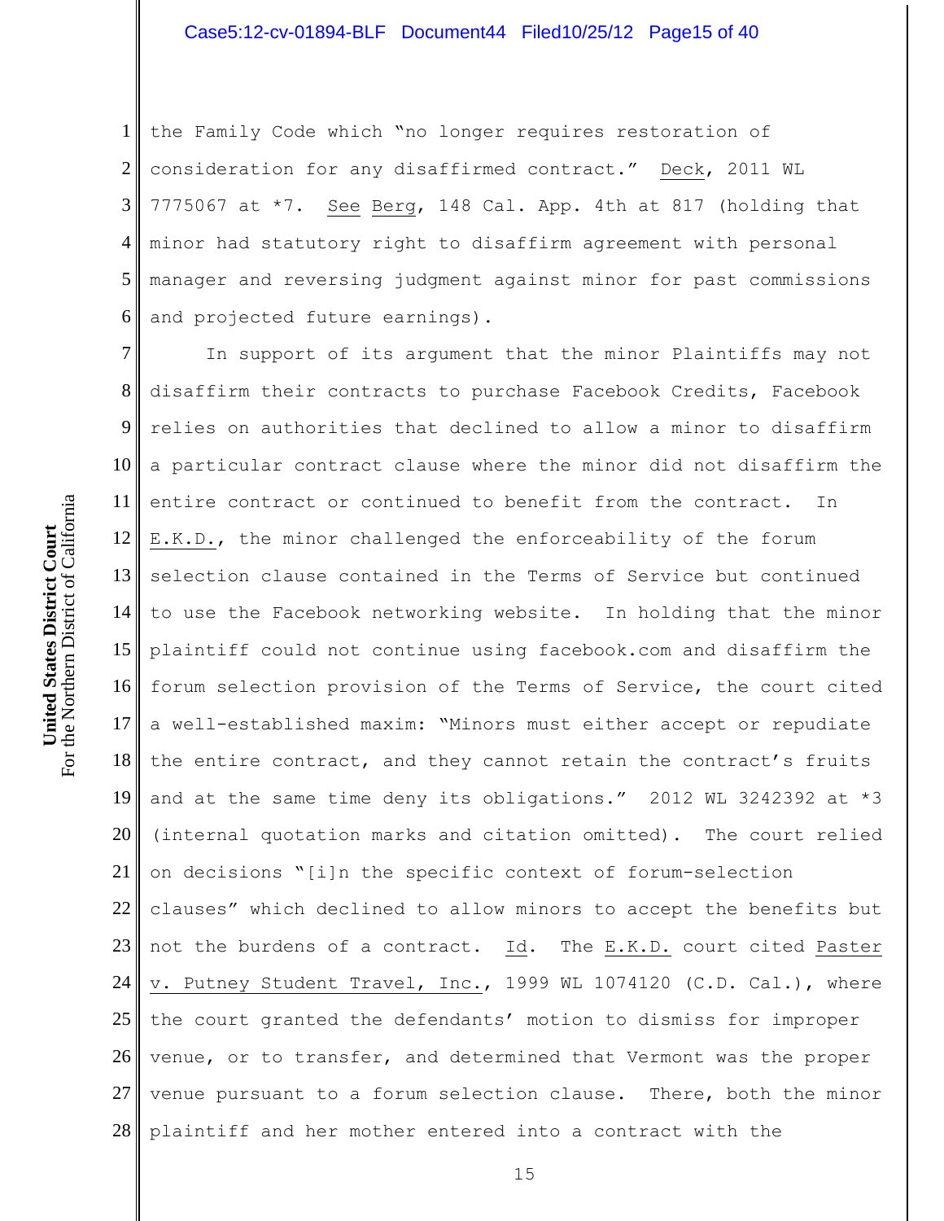the Family Code which "no longer requires restoration of consideration for any disaffirmed contract." Deck, 2011 WL 7775067 at *7. See Berg, 148 Cal. App. 4th at 817 (holding that minor had statutory right to disaffirm agreement with personal manager and reversing judgment against minor for past commissions and projected future earnings).

In support of its argument that the minor Plaintiffs may not disaffirm their contracts to purchase Facebook Credits, Facebook relies on authorities that declined to allow a minor to disaffirm a particular contract clause where the minor did not disaffirm the entire contract or continued to benefit from the contract. In E.K.D., the minor challenged the enforceability of the forum selection clause contained in the Terms of Service but continued to use the Facebook networking website. In holding that the minor plaintiff could not continue using facebook.com and disaffirm the forum selection provision of the Terms of Service, the court cited a well-established maxim: "Minors must either accept or repudiate the entire contract, and they cannot retain the contract's fruits and at the same time deny its obligations." 2012 WL 3242392 at *3 (internal quotation marks and citation omitted). The court relied on decisions "[i]n the specific context of forum-selection clauses" which declined to allow minors to accept the benefits but not the burdens of a contract. Id. The E.K.D. court cited Paster v. Putney Student Travel, Inc., 1999 WL 1074120 (C.D. Cal.), where the court granted the defendants' motion to dismiss for improper venue, or to transfer, and determined that Vermont was the proper venue pursuant to a forum selection clause. There, both the minor plaintiff and her mother entered into a contract with the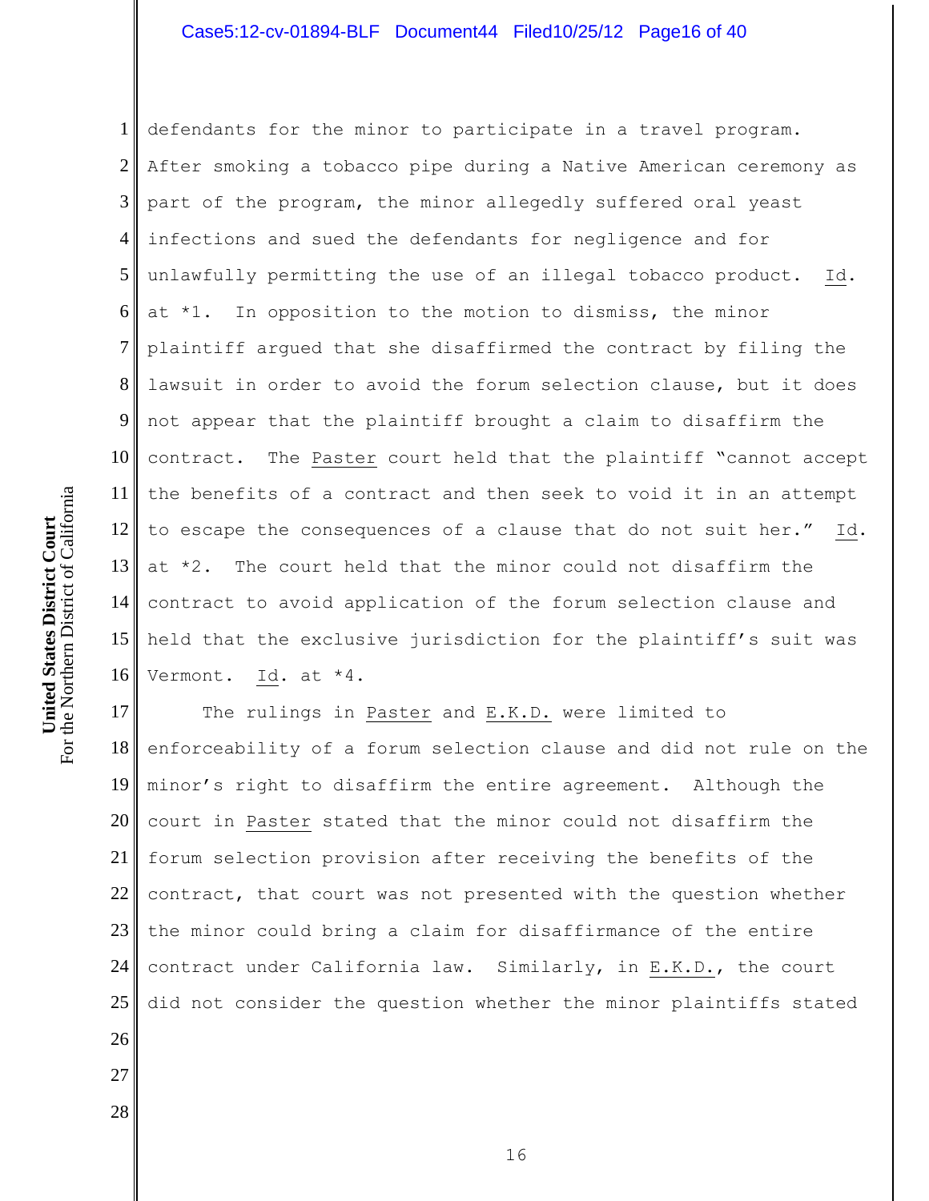defendants for the minor to participate in a travel program. After smoking a tobacco pipe during a Native American ceremony as part of the program, the minor allegedly suffered oral yeast infections and sued the defendants for negligence and for unlawfully permitting the use of an illegal tobacco product. Id. at *1. In opposition to the motion to dismiss, the minor plaintiff argued that she disaffirmed the contract by filing the lawsuit in order to avoid the forum selection clause, but it does not appear that the plaintiff brought a claim to disaffirm the contract. The Paster court held that the plaintiff "cannot accept the benefits of a contract and then seek to void it in an attempt to escape the consequences of a clause that do not suit her." Id. at *2. The court held that the minor could not disaffirm the contract to avoid application of the forum selection clause and held that the exclusive jurisdiction for the plaintiff's suit was Vermont. Id. at *4.

The rulings in Paster and E.K.D. were limited to enforceability of a forum selection clause and did not rule on the minor's right to disaffirm the entire agreement. Although the court in Paster stated that the minor could not disaffirm the forum selection provision after receiving the benefits of the contract, that court was not presented with the question whether the minor could bring a claim for disaffirmance of the entire contract under California law. Similarly, in E.K.D., the court did not consider the question whether the minor plaintiffs stated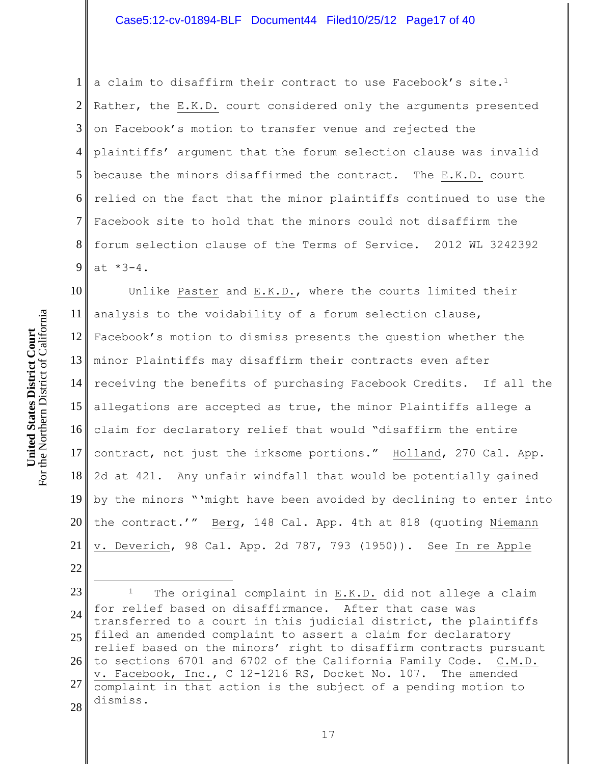a claim to disaffirm their contract to use Facebook's site.[1] Rather, the E.K.D. court considered only the arguments presented on Facebook's motion to transfer venue and rejected the plaintiffs' argument that the forum selection clause was invalid because the minors disaffirmed the contract. The E.K.D. court relied on the fact that the minor plaintiffs continued to use the Facebook site to hold that the minors could not disaffirm the forum selection clause of the Terms of Service. 2012 WL 3242392 at *3-4.

Unlike Paster and E.K.D., where the courts limited their analysis to the voidability of a forum selection clause, Facebook's motion to dismiss presents the question whether the minor Plaintiffs may disaffirm their contracts even after receiving the benefits of purchasing Facebook Credits. If all the allegations are accepted as true, the minor Plaintiffs allege a claim for declaratory relief that would "disaffirm the entire contract, not just the irksome portions." Holland, 270 Cal. App. 2d at 421. Any unfair windfall that would be potentially gained by the minors "'might have been avoided by declining to enter into the contract.'" Berg, 148 Cal. App. 4th at 818 (quoting Niemann v. Deverich, 98 Cal. App. 2d 787, 793 (1950)). See In re Apple

---

[1] The original complaint in E.K.D. did not allege a claim for relief based on disaffirmance. After that case was transferred to a court in this judicial district, the plaintiffs filed an amended complaint to assert a claim for declaratory relief based on the minors' right to disaffirm contracts pursuant to sections 6701 and 6702 of the California Family Code. C.M.D. v. Facebook, Inc., C 12-1216 RS, Docket No. 107. The amended complaint in that action is the subject of a pending motion to dismiss.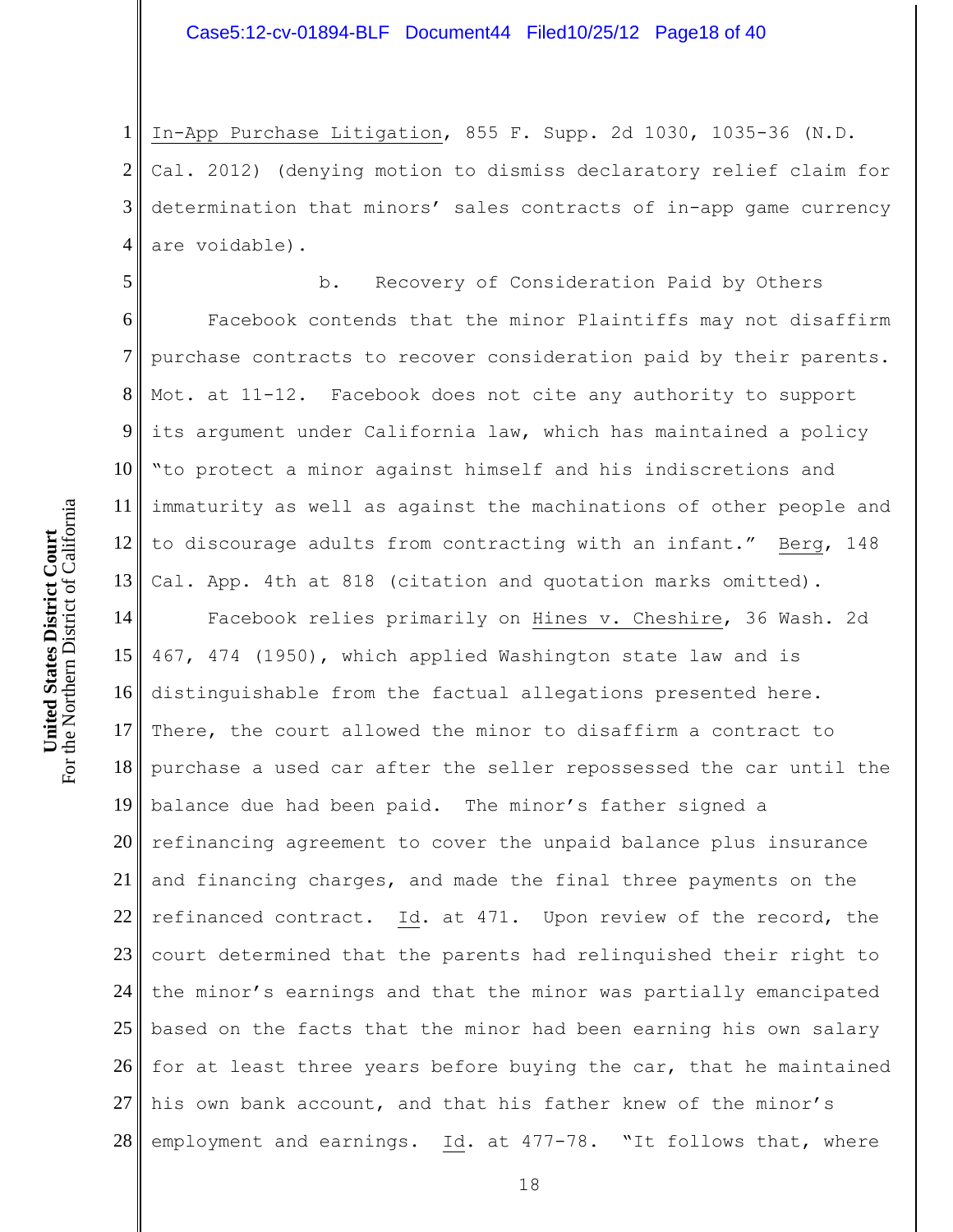In-App Purchase Litigation, 855 F. Supp. 2d 1030, 1035-36 (N.D. Cal. 2012) (denying motion to dismiss declaratory relief claim for determination that minors' sales contracts of in-app game currency are voidable).

b. Recovery of Consideration Paid by Others

Facebook contends that the minor Plaintiffs may not disaffirm purchase contracts to recover consideration paid by their parents. Mot. at 11-12. Facebook does not cite any authority to support its argument under California law, which has maintained a policy "to protect a minor against himself and his indiscretions and immaturity as well as against the machinations of other people and to discourage adults from contracting with an infant." Berg, 148 Cal. App. 4th at 818 (citation and quotation marks omitted).

Facebook relies primarily on Hines v. Cheshire, 36 Wash. 2d 467, 474 (1950), which applied Washington state law and is distinguishable from the factual allegations presented here. There, the court allowed the minor to disaffirm a contract to purchase a used car after the seller repossessed the car until the balance due had been paid. The minor's father signed a refinancing agreement to cover the unpaid balance plus insurance and financing charges, and made the final three payments on the refinanced contract. Id. at 471. Upon review of the record, the court determined that the parents had relinquished their right to the minor's earnings and that the minor was partially emancipated based on the facts that the minor had been earning his own salary for at least three years before buying the car, that he maintained his own bank account, and that his father knew of the minor's employment and earnings. Id. at 477-78. "It follows that, where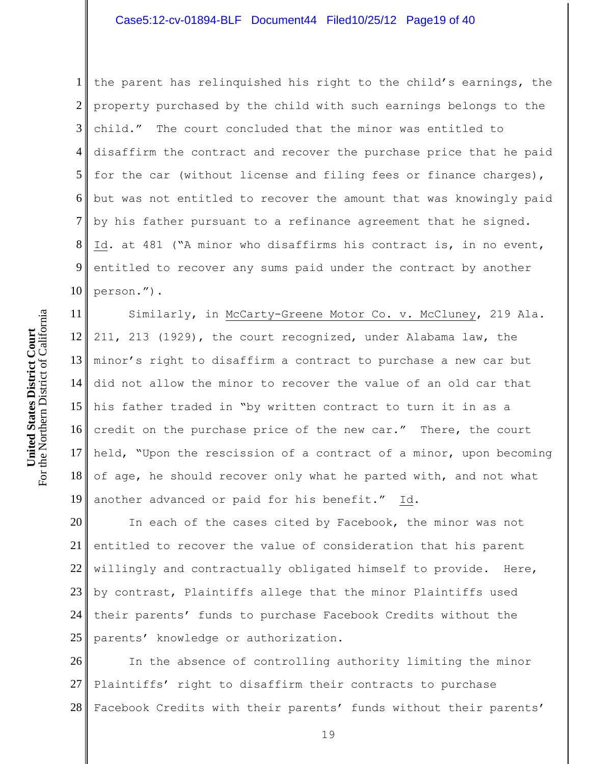the parent has relinquished his right to the child's earnings, the property purchased by the child with such earnings belongs to the child." The court concluded that the minor was entitled to disaffirm the contract and recover the purchase price that he paid for the car (without license and filing fees or finance charges), but was not entitled to recover the amount that was knowingly paid by his father pursuant to a refinance agreement that he signed. Id. at 481 ("A minor who disaffirms his contract is, in no event, entitled to recover any sums paid under the contract by another person.").

Similarly, in McCarty-Greene Motor Co. v. McCluney, 219 Ala. 211, 213 (1929), the court recognized, under Alabama law, the minor's right to disaffirm a contract to purchase a new car but did not allow the minor to recover the value of an old car that his father traded in "by written contract to turn it in as a credit on the purchase price of the new car." There, the court held, "Upon the rescission of a contract of a minor, upon becoming of age, he should recover only what he parted with, and not what another advanced or paid for his benefit." Id.

In each of the cases cited by Facebook, the minor was not entitled to recover the value of consideration that his parent willingly and contractually obligated himself to provide. Here, by contrast, Plaintiffs allege that the minor Plaintiffs used their parents' funds to purchase Facebook Credits without the parents' knowledge or authorization.

In the absence of controlling authority limiting the minor Plaintiffs' right to disaffirm their contracts to purchase Facebook Credits with their parents' funds without their parents'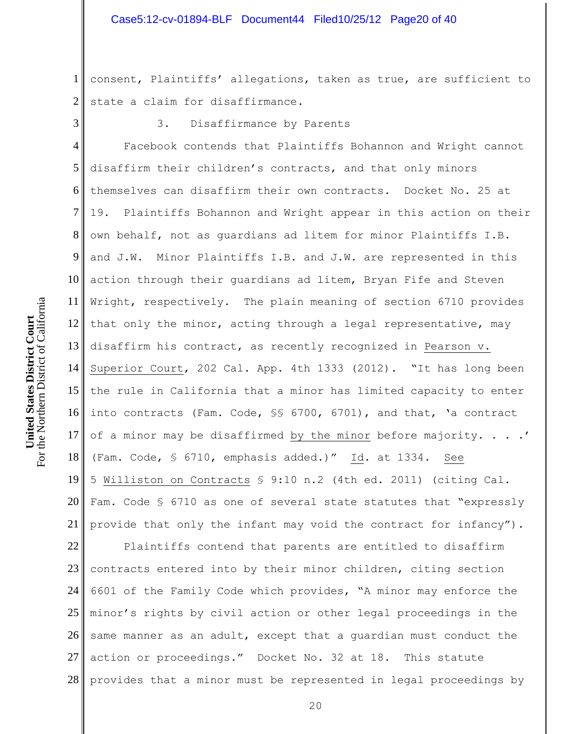consent, Plaintiffs' allegations, taken as true, are sufficient to state a claim for disaffirmance.

3. Disaffirmance by Parents

Facebook contends that Plaintiffs Bohannon and Wright cannot disaffirm their children's contracts, and that only minors themselves can disaffirm their own contracts. Docket No. 25 at 19. Plaintiffs Bohannon and Wright appear in this action on their own behalf, not as guardians ad litem for minor Plaintiffs I.B. and J.W. Minor Plaintiffs I.B. and J.W. are represented in this action through their guardians ad litem, Bryan Fife and Steven Wright, respectively. The plain meaning of section 6710 provides that only the minor, acting through a legal representative, may disaffirm his contract, as recently recognized in Pearson v. Superior Court, 202 Cal. App. 4th 1333 (2012). "It has long been the rule in California that a minor has limited capacity to enter into contracts (Fam. Code, §§ 6700, 6701), and that, 'a contract of a minor may be disaffirmed by the minor before majority. . . .' (Fam. Code, § 6710, emphasis added.)" Id. at 1334. See 5 Williston on Contracts § 9:10 n.2 (4th ed. 2011) (citing Cal. Fam. Code § 6710 as one of several state statutes that "expressly provide that only the infant may void the contract for infancy").

Plaintiffs contend that parents are entitled to disaffirm contracts entered into by their minor children, citing section 6601 of the Family Code which provides, "A minor may enforce the minor's rights by civil action or other legal proceedings in the same manner as an adult, except that a guardian must conduct the action or proceedings." Docket No. 32 at 18. This statute provides that a minor must be represented in legal proceedings by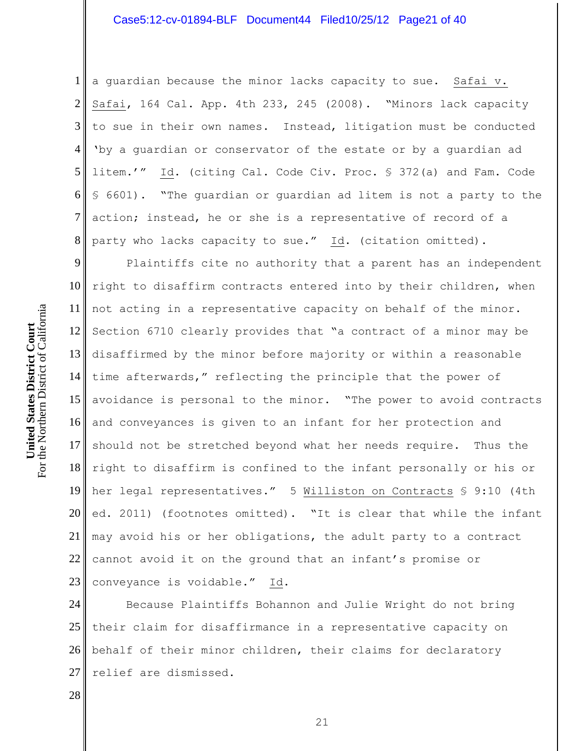a guardian because the minor lacks capacity to sue. Safai v. Safai, 164 Cal. App. 4th 233, 245 (2008). "Minors lack capacity to sue in their own names. Instead, litigation must be conducted 'by a guardian or conservator of the estate or by a guardian ad litem.'" Id. (citing Cal. Code Civ. Proc. § 372(a) and Fam. Code § 6601). "The guardian or guardian ad litem is not a party to the action; instead, he or she is a representative of record of a party who lacks capacity to sue." Id. (citation omitted).

Plaintiffs cite no authority that a parent has an independent right to disaffirm contracts entered into by their children, when not acting in a representative capacity on behalf of the minor. Section 6710 clearly provides that "a contract of a minor may be disaffirmed by the minor before majority or within a reasonable time afterwards," reflecting the principle that the power of avoidance is personal to the minor. "The power to avoid contracts and conveyances is given to an infant for her protection and should not be stretched beyond what her needs require. Thus the right to disaffirm is confined to the infant personally or his or her legal representatives." 5 Williston on Contracts § 9:10 (4th ed. 2011) (footnotes omitted). "It is clear that while the infant may avoid his or her obligations, the adult party to a contract cannot avoid it on the ground that an infant's promise or conveyance is voidable." Id.

Because Plaintiffs Bohannon and Julie Wright do not bring their claim for disaffirmance in a representative capacity on behalf of their minor children, their claims for declaratory relief are dismissed.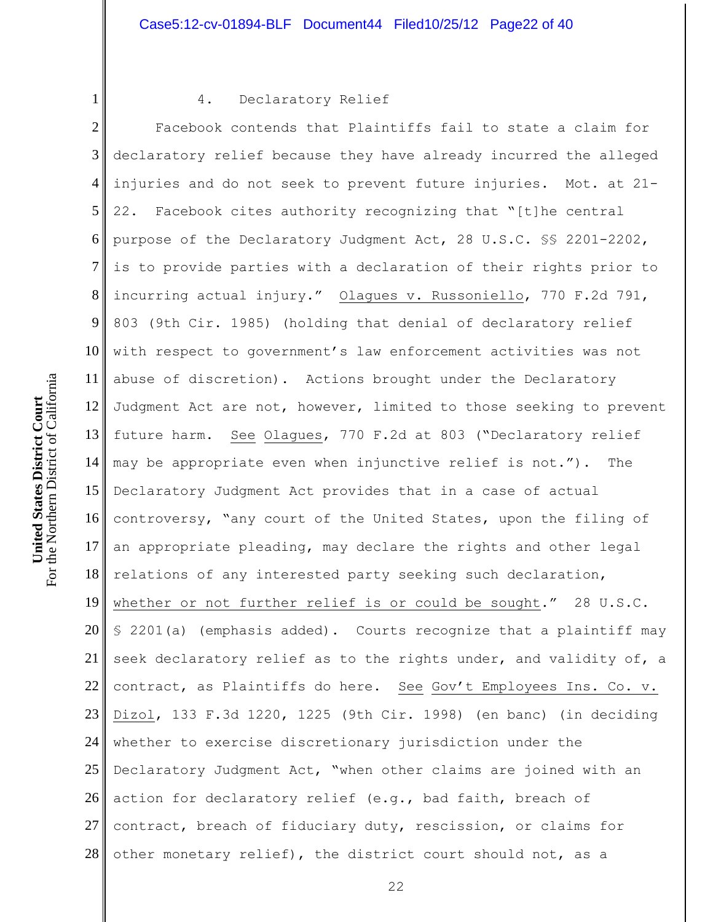4. Declaratory Relief

Facebook contends that Plaintiffs fail to state a claim for declaratory relief because they have already incurred the alleged injuries and do not seek to prevent future injuries. Mot. at 21-22. Facebook cites authority recognizing that "[t]he central purpose of the Declaratory Judgment Act, 28 U.S.C. §§ 2201-2202, is to provide parties with a declaration of their rights prior to incurring actual injury." Olagues v. Russoniello, 770 F.2d 791, 803 (9th Cir. 1985) (holding that denial of declaratory relief with respect to government's law enforcement activities was not abuse of discretion). Actions brought under the Declaratory Judgment Act are not, however, limited to those seeking to prevent future harm. See Olagues, 770 F.2d at 803 ("Declaratory relief may be appropriate even when injunctive relief is not."). The Declaratory Judgment Act provides that in a case of actual controversy, "any court of the United States, upon the filing of an appropriate pleading, may declare the rights and other legal relations of any interested party seeking such declaration, whether or not further relief is or could be sought." 28 U.S.C. § 2201(a) (emphasis added). Courts recognize that a plaintiff may seek declaratory relief as to the rights under, and validity of, a contract, as Plaintiffs do here. See Gov't Employees Ins. Co. v. Dizol, 133 F.3d 1220, 1225 (9th Cir. 1998) (en banc) (in deciding whether to exercise discretionary jurisdiction under the Declaratory Judgment Act, "when other claims are joined with an action for declaratory relief (e.g., bad faith, breach of contract, breach of fiduciary duty, rescission, or claims for other monetary relief), the district court should not, as a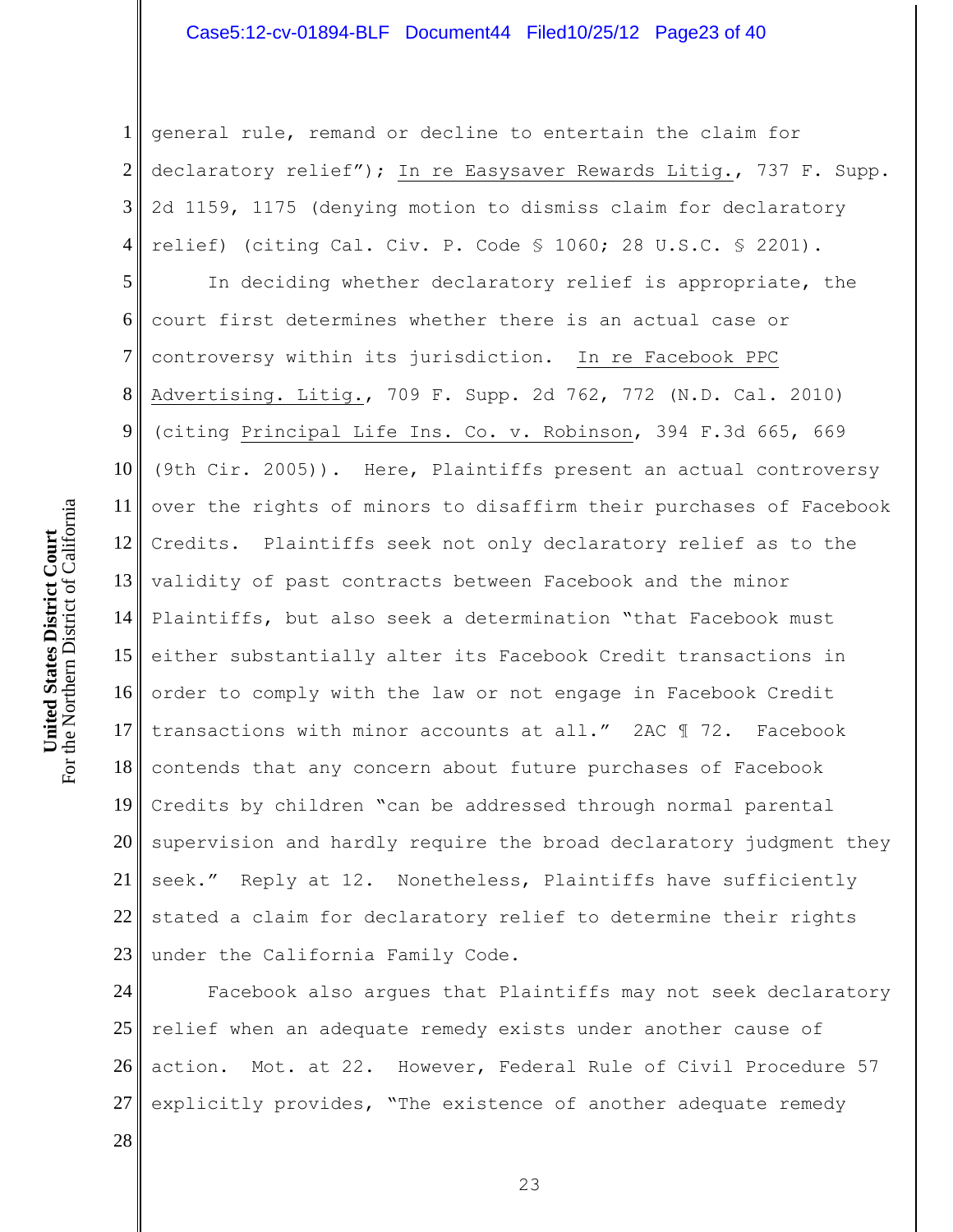general rule, remand or decline to entertain the claim for declaratory relief"); In re Easysaver Rewards Litig., 737 F. Supp. 2d 1159, 1175 (denying motion to dismiss claim for declaratory relief) (citing Cal. Civ. P. Code § 1060; 28 U.S.C. § 2201).

In deciding whether declaratory relief is appropriate, the court first determines whether there is an actual case or controversy within its jurisdiction. In re Facebook PPC Advertising. Litig., 709 F. Supp. 2d 762, 772 (N.D. Cal. 2010) (citing Principal Life Ins. Co. v. Robinson, 394 F.3d 665, 669 (9th Cir. 2005)). Here, Plaintiffs present an actual controversy over the rights of minors to disaffirm their purchases of Facebook Credits. Plaintiffs seek not only declaratory relief as to the validity of past contracts between Facebook and the minor Plaintiffs, but also seek a determination "that Facebook must either substantially alter its Facebook Credit transactions in order to comply with the law or not engage in Facebook Credit transactions with minor accounts at all." 2AC ¶ 72. Facebook contends that any concern about future purchases of Facebook Credits by children "can be addressed through normal parental supervision and hardly require the broad declaratory judgment they seek." Reply at 12. Nonetheless, Plaintiffs have sufficiently stated a claim for declaratory relief to determine their rights under the California Family Code.

Facebook also argues that Plaintiffs may not seek declaratory relief when an adequate remedy exists under another cause of action. Mot. at 22. However, Federal Rule of Civil Procedure 57 explicitly provides, "The existence of another adequate remedy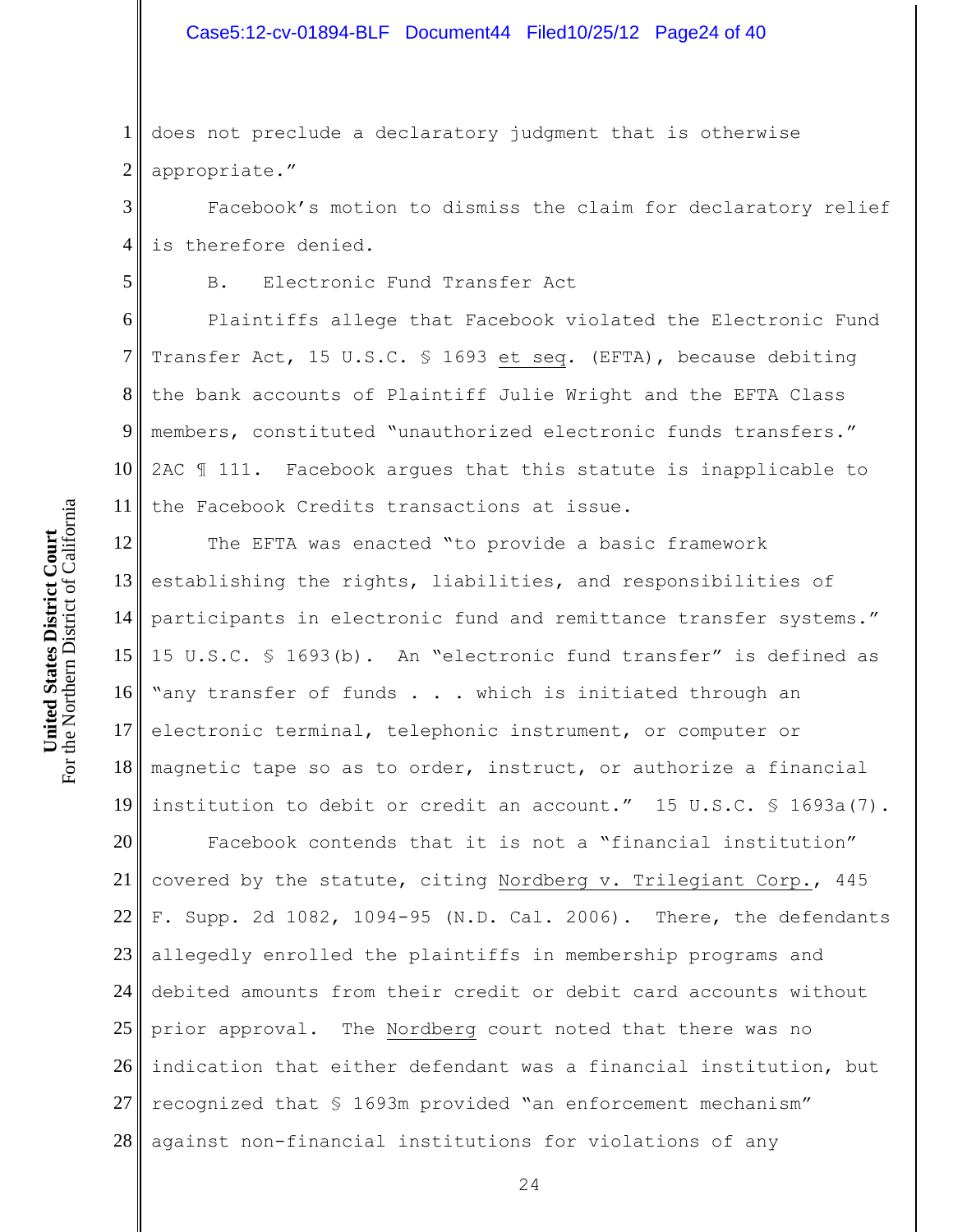does not preclude a declaratory judgment that is otherwise appropriate."

Facebook's motion to dismiss the claim for declaratory relief is therefore denied.

B. Electronic Fund Transfer Act

Plaintiffs allege that Facebook violated the Electronic Fund Transfer Act, 15 U.S.C. § 1693 et seq. (EFTA), because debiting the bank accounts of Plaintiff Julie Wright and the EFTA Class members, constituted "unauthorized electronic funds transfers." 2AC ¶ 111. Facebook argues that this statute is inapplicable to the Facebook Credits transactions at issue.

The EFTA was enacted "to provide a basic framework establishing the rights, liabilities, and responsibilities of participants in electronic fund and remittance transfer systems." 15 U.S.C. § 1693(b). An "electronic fund transfer" is defined as "any transfer of funds . . . which is initiated through an electronic terminal, telephonic instrument, or computer or magnetic tape so as to order, instruct, or authorize a financial institution to debit or credit an account." 15 U.S.C. § 1693a(7).

Facebook contends that it is not a "financial institution" covered by the statute, citing Nordberg v. Trilegiant Corp., 445 F. Supp. 2d 1082, 1094-95 (N.D. Cal. 2006). There, the defendants allegedly enrolled the plaintiffs in membership programs and debited amounts from their credit or debit card accounts without prior approval. The Nordberg court noted that there was no indication that either defendant was a financial institution, but recognized that § 1693m provided "an enforcement mechanism" against non-financial institutions for violations of any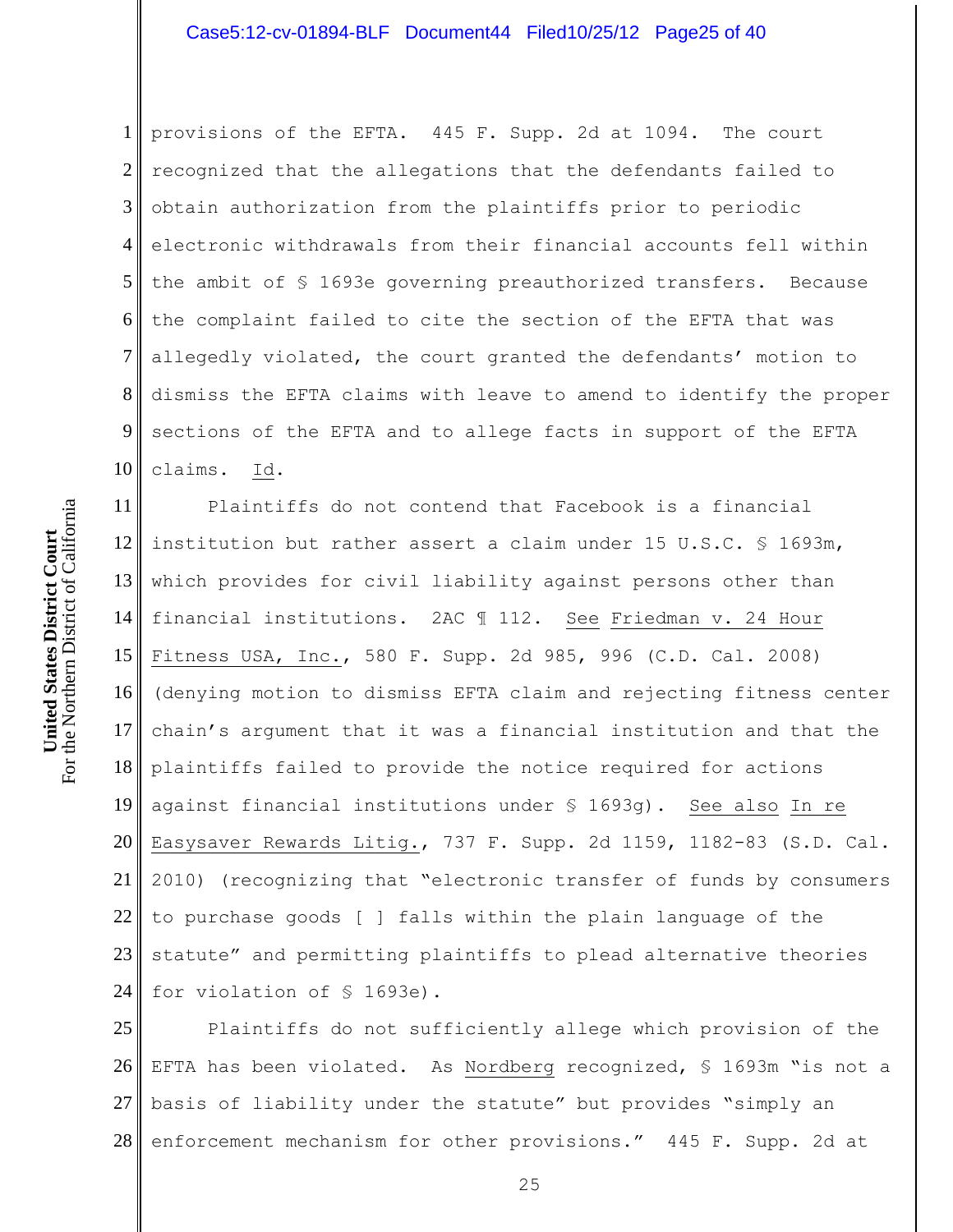provisions of the EFTA. 445 F. Supp. 2d at 1094. The court recognized that the allegations that the defendants failed to obtain authorization from the plaintiffs prior to periodic electronic withdrawals from their financial accounts fell within the ambit of § 1693e governing preauthorized transfers. Because the complaint failed to cite the section of the EFTA that was allegedly violated, the court granted the defendants' motion to dismiss the EFTA claims with leave to amend to identify the proper sections of the EFTA and to allege facts in support of the EFTA claims. Id.

Plaintiffs do not contend that Facebook is a financial institution but rather assert a claim under 15 U.S.C. § 1693m, which provides for civil liability against persons other than financial institutions. 2AC ¶ 112. See Friedman v. 24 Hour Fitness USA, Inc., 580 F. Supp. 2d 985, 996 (C.D. Cal. 2008) (denying motion to dismiss EFTA claim and rejecting fitness center chain's argument that it was a financial institution and that the plaintiffs failed to provide the notice required for actions against financial institutions under § 1693g). See also In re Easysaver Rewards Litig., 737 F. Supp. 2d 1159, 1182-83 (S.D. Cal. 2010) (recognizing that "electronic transfer of funds by consumers to purchase goods [ ] falls within the plain language of the statute" and permitting plaintiffs to plead alternative theories for violation of § 1693e).

Plaintiffs do not sufficiently allege which provision of the EFTA has been violated. As Nordberg recognized, § 1693m "is not a basis of liability under the statute" but provides "simply an enforcement mechanism for other provisions." 445 F. Supp. 2d at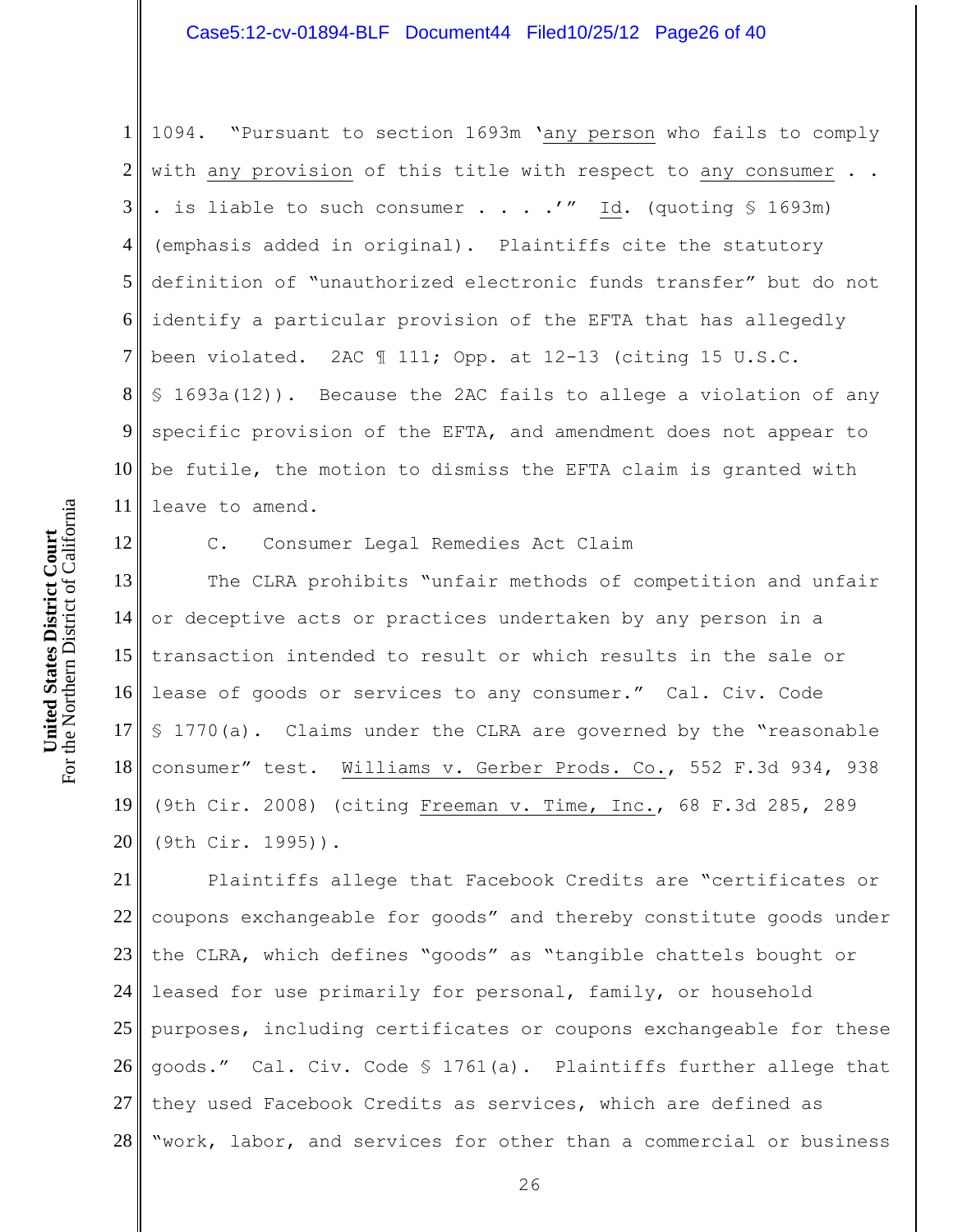1094. "Pursuant to section 1693m '<u>any person</u> who fails to comply with <u>any provision</u> of this title with respect to <u>any consumer</u> . . . is liable to such consumer . . . .'" <u>Id</u>. (quoting § 1693m) (emphasis added in original). Plaintiffs cite the statutory definition of "unauthorized electronic funds transfer" but do not identify a particular provision of the EFTA that has allegedly been violated. 2AC ¶ 111; Opp. at 12-13 (citing 15 U.S.C. § 1693a(12)). Because the 2AC fails to allege a violation of any specific provision of the EFTA, and amendment does not appear to be futile, the motion to dismiss the EFTA claim is granted with leave to amend.

C. Consumer Legal Remedies Act Claim

The CLRA prohibits "unfair methods of competition and unfair or deceptive acts or practices undertaken by any person in a transaction intended to result or which results in the sale or lease of goods or services to any consumer." Cal. Civ. Code § 1770(a). Claims under the CLRA are governed by the "reasonable consumer" test. <u>Williams v. Gerber Prods. Co.</u>, 552 F.3d 934, 938 (9th Cir. 2008) (citing <u>Freeman v. Time, Inc.</u>, 68 F.3d 285, 289 (9th Cir. 1995)).

Plaintiffs allege that Facebook Credits are "certificates or coupons exchangeable for goods" and thereby constitute goods under the CLRA, which defines "goods" as "tangible chattels bought or leased for use primarily for personal, family, or household purposes, including certificates or coupons exchangeable for these goods." Cal. Civ. Code § 1761(a). Plaintiffs further allege that they used Facebook Credits as services, which are defined as "work, labor, and services for other than a commercial or business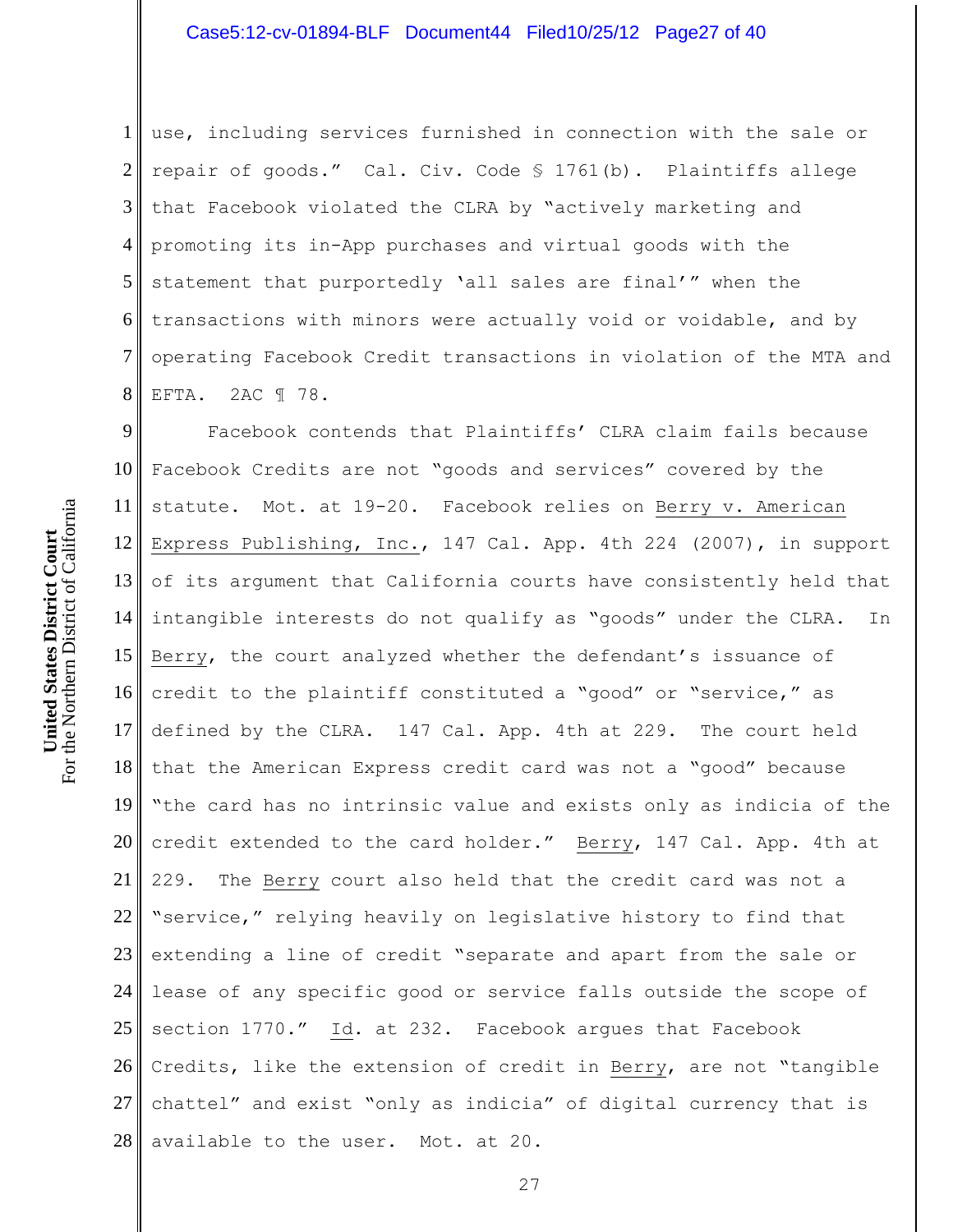use, including services furnished in connection with the sale or repair of goods." Cal. Civ. Code § 1761(b). Plaintiffs allege that Facebook violated the CLRA by "actively marketing and promoting its in-App purchases and virtual goods with the statement that purportedly 'all sales are final'" when the transactions with minors were actually void or voidable, and by operating Facebook Credit transactions in violation of the MTA and EFTA. 2AC ¶ 78.

Facebook contends that Plaintiffs' CLRA claim fails because Facebook Credits are not "goods and services" covered by the statute. Mot. at 19-20. Facebook relies on Berry v. American Express Publishing, Inc., 147 Cal. App. 4th 224 (2007), in support of its argument that California courts have consistently held that intangible interests do not qualify as "goods" under the CLRA. In Berry, the court analyzed whether the defendant's issuance of credit to the plaintiff constituted a "good" or "service," as defined by the CLRA. 147 Cal. App. 4th at 229. The court held that the American Express credit card was not a "good" because "the card has no intrinsic value and exists only as indicia of the credit extended to the card holder." Berry, 147 Cal. App. 4th at 229. The Berry court also held that the credit card was not a "service," relying heavily on legislative history to find that extending a line of credit "separate and apart from the sale or lease of any specific good or service falls outside the scope of section 1770." Id. at 232. Facebook argues that Facebook Credits, like the extension of credit in Berry, are not "tangible chattel" and exist "only as indicia" of digital currency that is available to the user. Mot. at 20.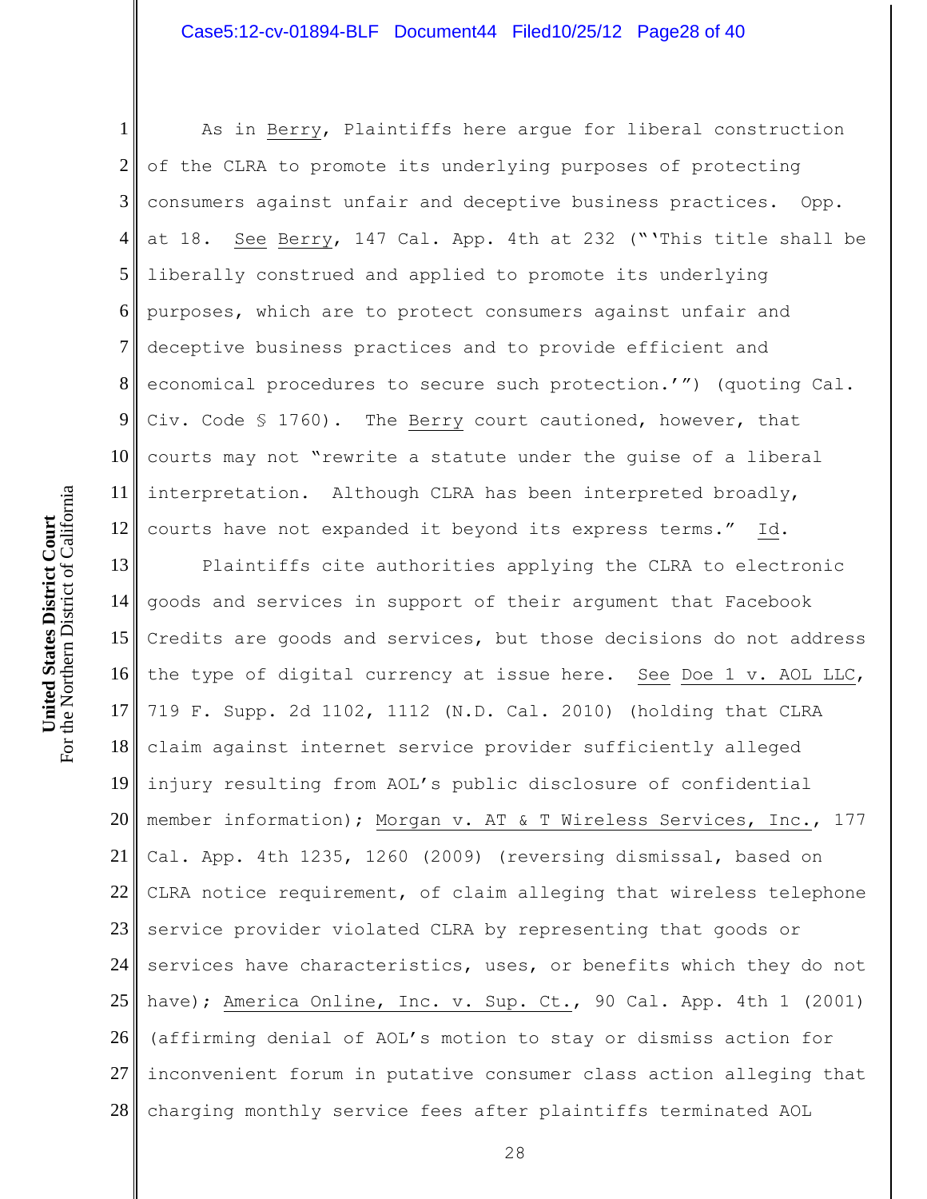As in Berry, Plaintiffs here argue for liberal construction of the CLRA to promote its underlying purposes of protecting consumers against unfair and deceptive business practices. Opp. at 18. See Berry, 147 Cal. App. 4th at 232 ("'This title shall be liberally construed and applied to promote its underlying purposes, which are to protect consumers against unfair and deceptive business practices and to provide efficient and economical procedures to secure such protection.'") (quoting Cal. Civ. Code § 1760). The Berry court cautioned, however, that courts may not "rewrite a statute under the guise of a liberal interpretation. Although CLRA has been interpreted broadly, courts have not expanded it beyond its express terms." Id.

Plaintiffs cite authorities applying the CLRA to electronic goods and services in support of their argument that Facebook Credits are goods and services, but those decisions do not address the type of digital currency at issue here. See Doe 1 v. AOL LLC, 719 F. Supp. 2d 1102, 1112 (N.D. Cal. 2010) (holding that CLRA claim against internet service provider sufficiently alleged injury resulting from AOL's public disclosure of confidential member information); Morgan v. AT & T Wireless Services, Inc., 177 Cal. App. 4th 1235, 1260 (2009) (reversing dismissal, based on CLRA notice requirement, of claim alleging that wireless telephone service provider violated CLRA by representing that goods or services have characteristics, uses, or benefits which they do not have); America Online, Inc. v. Sup. Ct., 90 Cal. App. 4th 1 (2001) (affirming denial of AOL's motion to stay or dismiss action for inconvenient forum in putative consumer class action alleging that charging monthly service fees after plaintiffs terminated AOL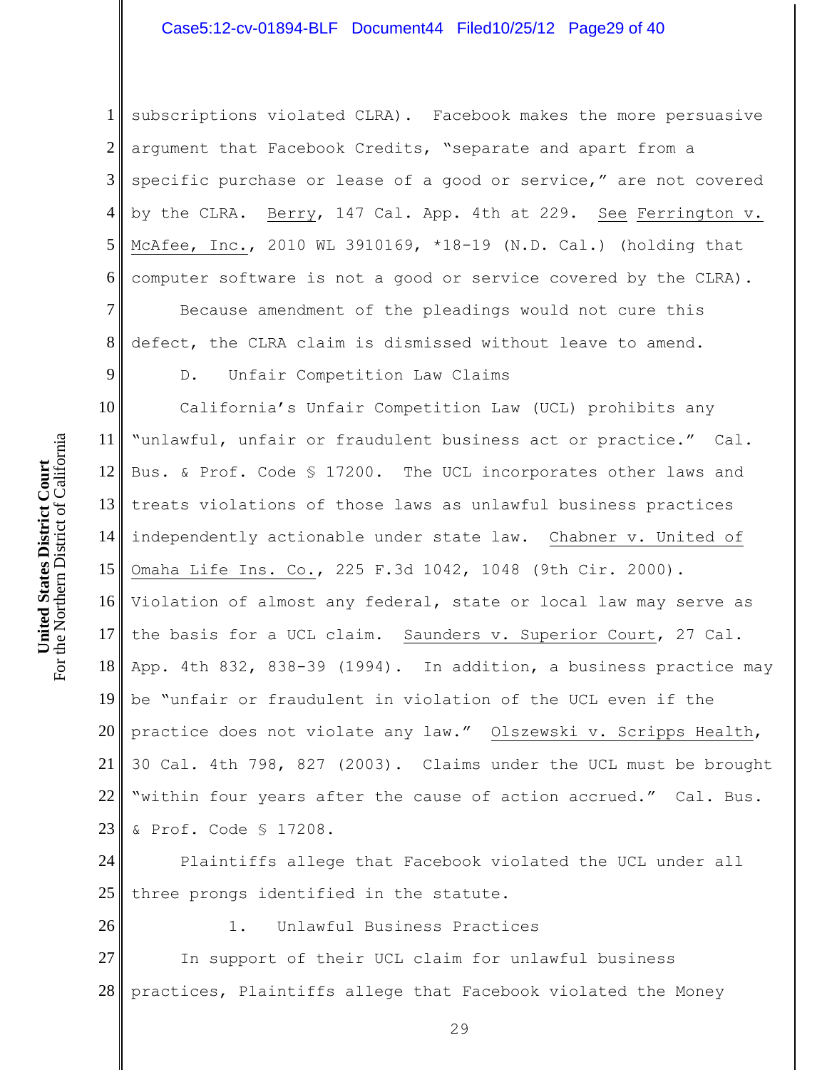subscriptions violated CLRA). Facebook makes the more persuasive argument that Facebook Credits, "separate and apart from a specific purchase or lease of a good or service," are not covered by the CLRA. Berry, 147 Cal. App. 4th at 229. See Ferrington v. McAfee, Inc., 2010 WL 3910169, *18-19 (N.D. Cal.) (holding that computer software is not a good or service covered by the CLRA).

Because amendment of the pleadings would not cure this defect, the CLRA claim is dismissed without leave to amend.

D. Unfair Competition Law Claims

California's Unfair Competition Law (UCL) prohibits any "unlawful, unfair or fraudulent business act or practice." Cal. Bus. & Prof. Code § 17200. The UCL incorporates other laws and treats violations of those laws as unlawful business practices independently actionable under state law. Chabner v. United of Omaha Life Ins. Co., 225 F.3d 1042, 1048 (9th Cir. 2000). Violation of almost any federal, state or local law may serve as the basis for a UCL claim. Saunders v. Superior Court, 27 Cal. App. 4th 832, 838-39 (1994). In addition, a business practice may be "unfair or fraudulent in violation of the UCL even if the practice does not violate any law." Olszewski v. Scripps Health, 30 Cal. 4th 798, 827 (2003). Claims under the UCL must be brought "within four years after the cause of action accrued." Cal. Bus. & Prof. Code § 17208.

Plaintiffs allege that Facebook violated the UCL under all three prongs identified in the statute.

1. Unlawful Business Practices

In support of their UCL claim for unlawful business practices, Plaintiffs allege that Facebook violated the Money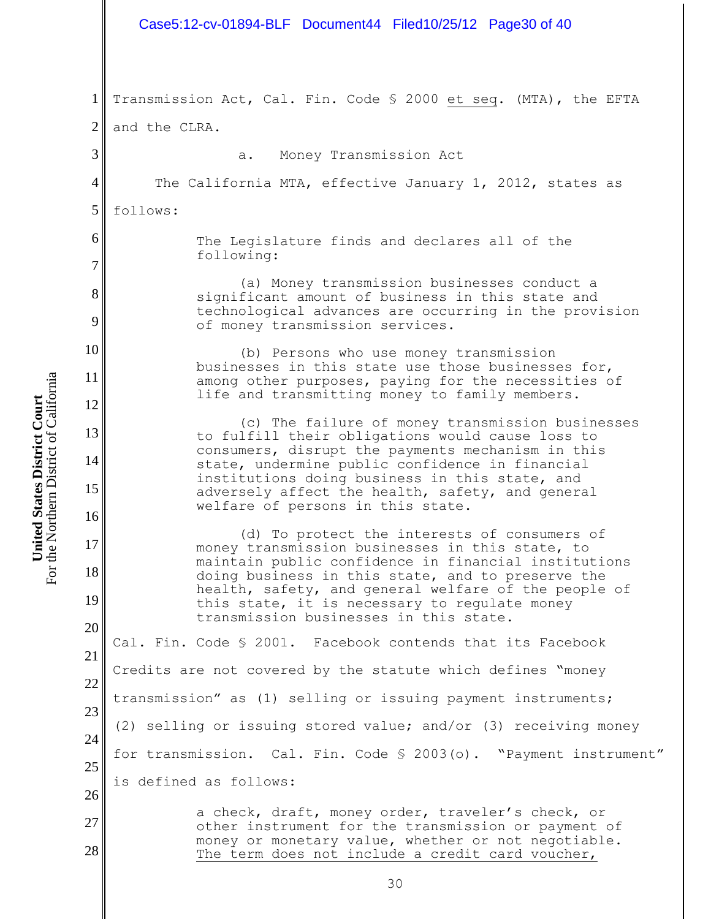Transmission Act, Cal. Fin. Code § 2000 <u>et seq</u>. (MTA), the EFTA and the CLRA.

a. Money Transmission Act

The California MTA, effective January 1, 2012, states as follows:

> The Legislature finds and declares all of the following:
>
> (a) Money transmission businesses conduct a significant amount of business in this state and technological advances are occurring in the provision of money transmission services.
>
> (b) Persons who use money transmission businesses in this state use those businesses for, among other purposes, paying for the necessities of life and transmitting money to family members.
>
> (c) The failure of money transmission businesses to fulfill their obligations would cause loss to consumers, disrupt the payments mechanism in this state, undermine public confidence in financial institutions doing business in this state, and adversely affect the health, safety, and general welfare of persons in this state.
>
> (d) To protect the interests of consumers of money transmission businesses in this state, to maintain public confidence in financial institutions doing business in this state, and to preserve the health, safety, and general welfare of the people of this state, it is necessary to regulate money transmission businesses in this state.

Cal. Fin. Code § 2001. Facebook contends that its Facebook Credits are not covered by the statute which defines "money transmission" as (1) selling or issuing payment instruments; (2) selling or issuing stored value; and/or (3) receiving money for transmission. Cal. Fin. Code § 2003(o). "Payment instrument" is defined as follows:

> a check, draft, money order, traveler's check, or other instrument for the transmission or payment of money or monetary value, whether or not negotiable. <u>The term does not include a credit card voucher,</u>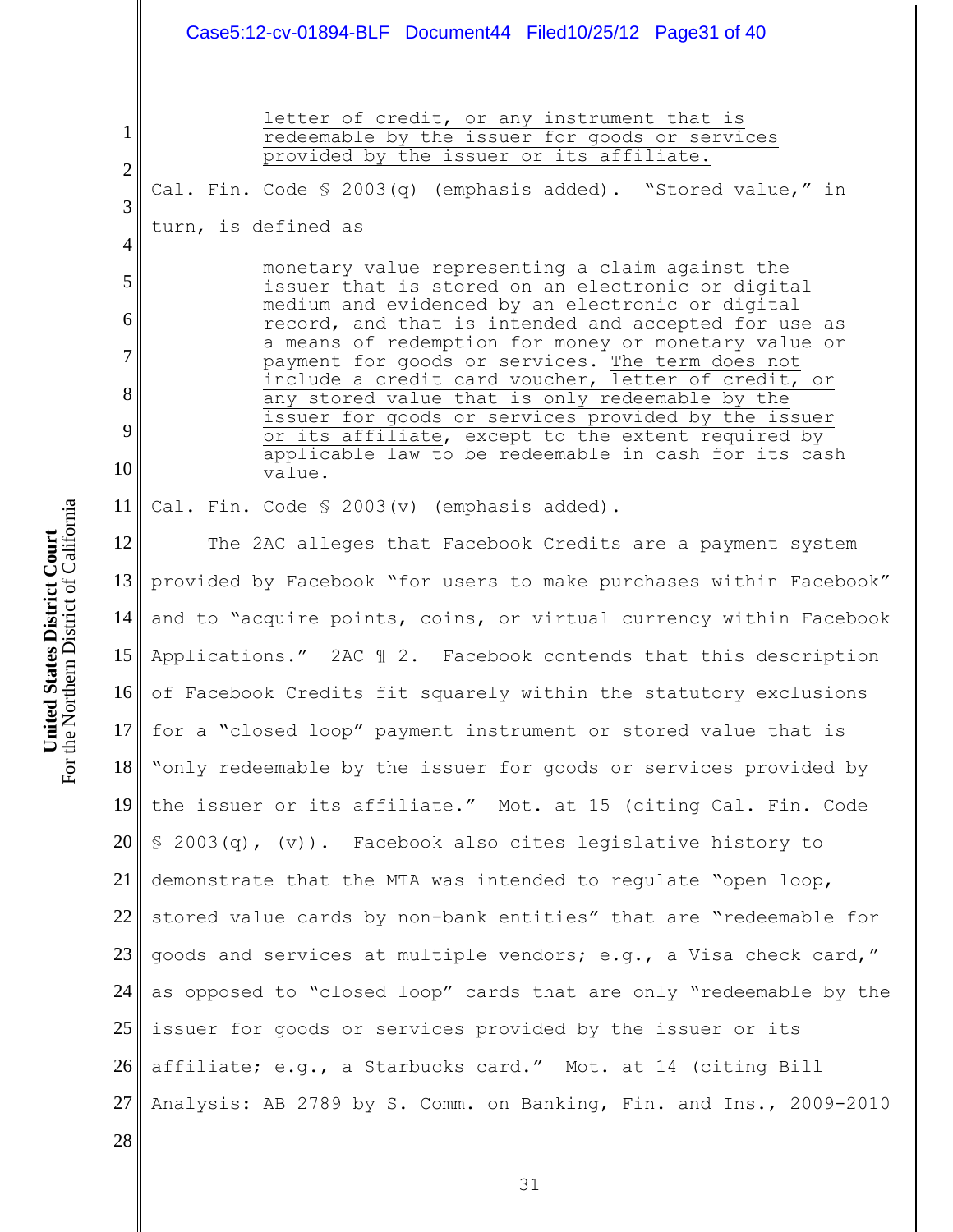> letter of credit, or any instrument that is redeemable by the issuer for goods or services provided by the issuer or its affiliate.

Cal. Fin. Code § 2003(q) (emphasis added). "Stored value," in turn, is defined as

> monetary value representing a claim against the issuer that is stored on an electronic or digital medium and evidenced by an electronic or digital record, and that is intended and accepted for use as a means of redemption for money or monetary value or payment for goods or services. The term does not include a credit card voucher, letter of credit, or any stored value that is only redeemable by the issuer for goods or services provided by the issuer or its affiliate, except to the extent required by applicable law to be redeemable in cash for its cash value.

Cal. Fin. Code § 2003(v) (emphasis added).

The 2AC alleges that Facebook Credits are a payment system provided by Facebook "for users to make purchases within Facebook" and to "acquire points, coins, or virtual currency within Facebook Applications." 2AC ¶ 2. Facebook contends that this description of Facebook Credits fit squarely within the statutory exclusions for a "closed loop" payment instrument or stored value that is "only redeemable by the issuer for goods or services provided by the issuer or its affiliate." Mot. at 15 (citing Cal. Fin. Code § 2003(q), (v)). Facebook also cites legislative history to demonstrate that the MTA was intended to regulate "open loop, stored value cards by non-bank entities" that are "redeemable for goods and services at multiple vendors; e.g., a Visa check card," as opposed to "closed loop" cards that are only "redeemable by the issuer for goods or services provided by the issuer or its affiliate; e.g., a Starbucks card." Mot. at 14 (citing Bill Analysis: AB 2789 by S. Comm. on Banking, Fin. and Ins., 2009-2010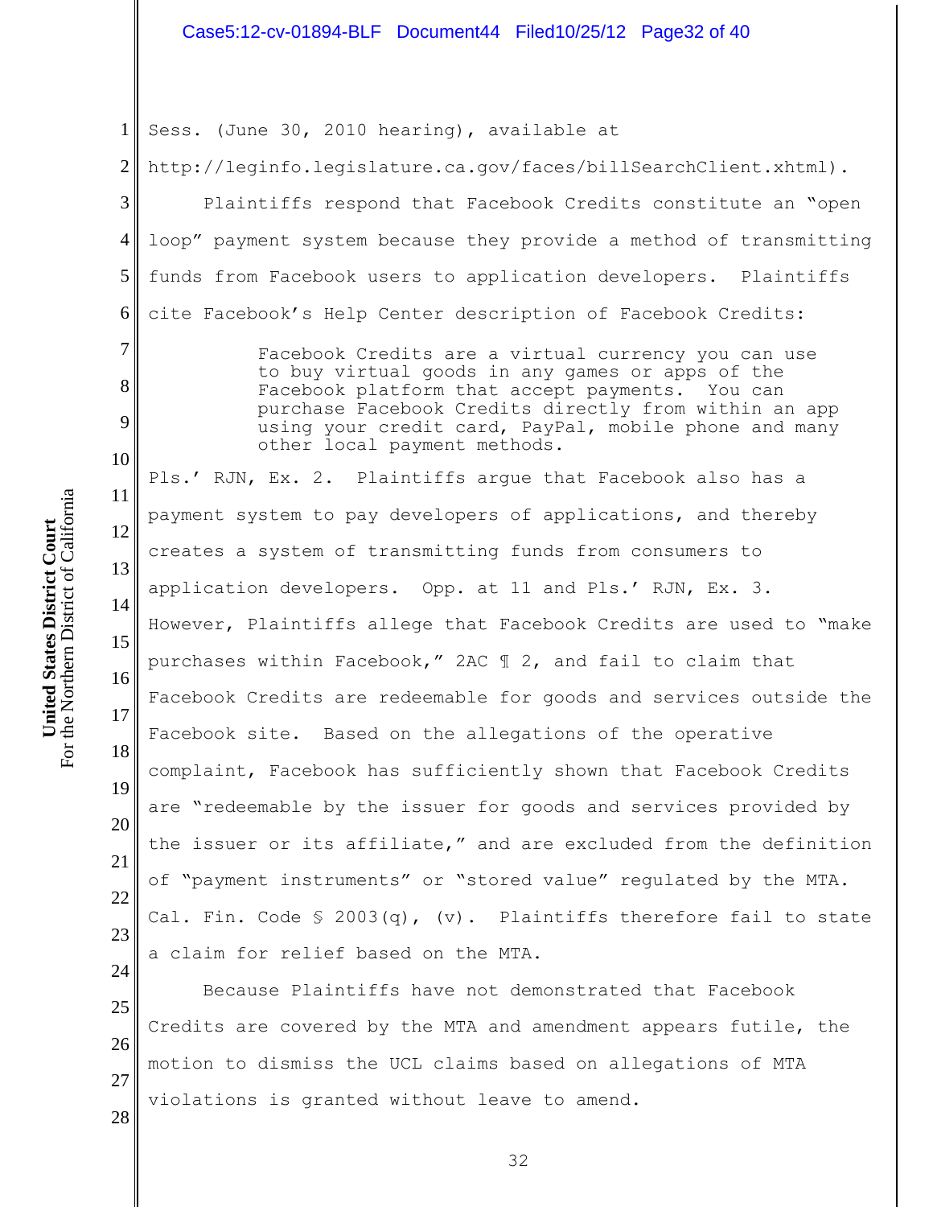Sess. (June 30, 2010 hearing), available at http://leginfo.legislature.ca.gov/faces/billSearchClient.xhtml).

Plaintiffs respond that Facebook Credits constitute an "open loop" payment system because they provide a method of transmitting funds from Facebook users to application developers. Plaintiffs cite Facebook's Help Center description of Facebook Credits:

> Facebook Credits are a virtual currency you can use to buy virtual goods in any games or apps of the Facebook platform that accept payments. You can purchase Facebook Credits directly from within an app using your credit card, PayPal, mobile phone and many other local payment methods.

Pls.' RJN, Ex. 2. Plaintiffs argue that Facebook also has a payment system to pay developers of applications, and thereby creates a system of transmitting funds from consumers to application developers. Opp. at 11 and Pls.' RJN, Ex. 3. However, Plaintiffs allege that Facebook Credits are used to "make purchases within Facebook," 2AC ¶ 2, and fail to claim that Facebook Credits are redeemable for goods and services outside the Facebook site. Based on the allegations of the operative complaint, Facebook has sufficiently shown that Facebook Credits are "redeemable by the issuer for goods and services provided by the issuer or its affiliate," and are excluded from the definition of "payment instruments" or "stored value" regulated by the MTA. Cal. Fin. Code § 2003(q), (v). Plaintiffs therefore fail to state a claim for relief based on the MTA.

Because Plaintiffs have not demonstrated that Facebook Credits are covered by the MTA and amendment appears futile, the motion to dismiss the UCL claims based on allegations of MTA violations is granted without leave to amend.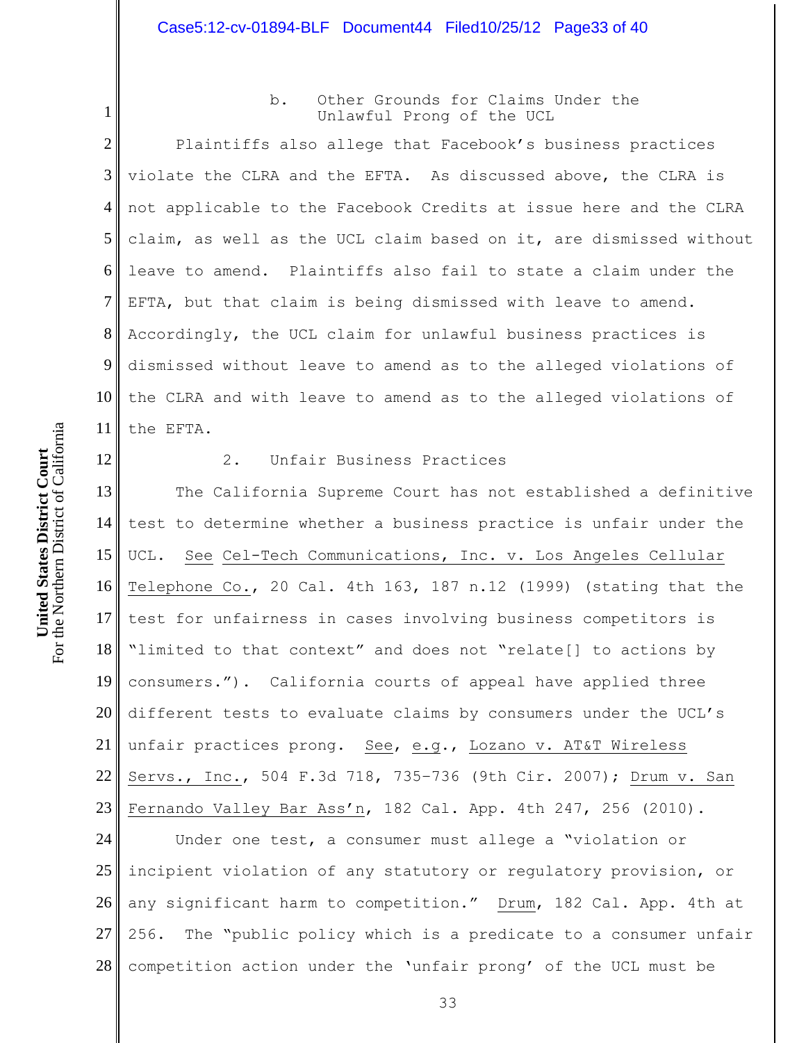b. Other Grounds for Claims Under the Unlawful Prong of the UCL

Plaintiffs also allege that Facebook's business practices violate the CLRA and the EFTA. As discussed above, the CLRA is not applicable to the Facebook Credits at issue here and the CLRA claim, as well as the UCL claim based on it, are dismissed without leave to amend. Plaintiffs also fail to state a claim under the EFTA, but that claim is being dismissed with leave to amend. Accordingly, the UCL claim for unlawful business practices is dismissed without leave to amend as to the alleged violations of the CLRA and with leave to amend as to the alleged violations of the EFTA.

2. Unfair Business Practices

The California Supreme Court has not established a definitive test to determine whether a business practice is unfair under the UCL. See Cel-Tech Communications, Inc. v. Los Angeles Cellular Telephone Co., 20 Cal. 4th 163, 187 n.12 (1999) (stating that the test for unfairness in cases involving business competitors is "limited to that context" and does not "relate[] to actions by consumers."). California courts of appeal have applied three different tests to evaluate claims by consumers under the UCL's unfair practices prong. See, e.g., Lozano v. AT&T Wireless Servs., Inc., 504 F.3d 718, 735-736 (9th Cir. 2007); Drum v. San Fernando Valley Bar Ass'n, 182 Cal. App. 4th 247, 256 (2010).

Under one test, a consumer must allege a "violation or incipient violation of any statutory or regulatory provision, or any significant harm to competition." Drum, 182 Cal. App. 4th at 256. The "public policy which is a predicate to a consumer unfair competition action under the 'unfair prong' of the UCL must be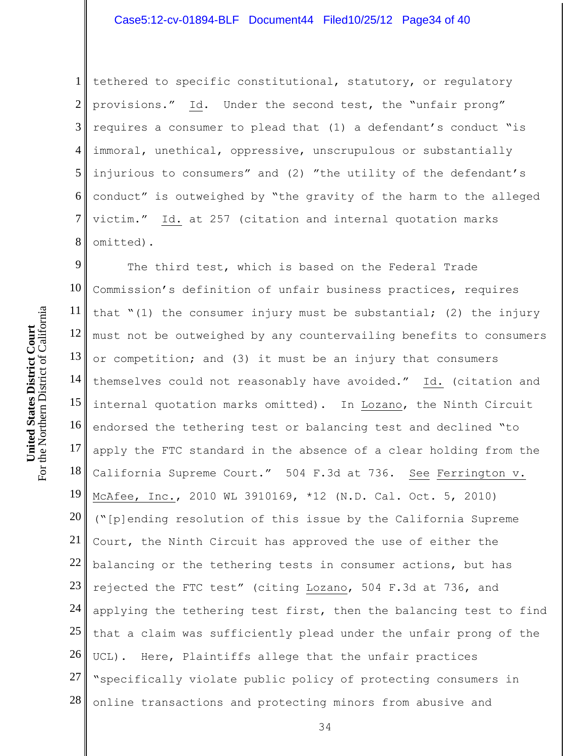tethered to specific constitutional, statutory, or regulatory provisions." Id. Under the second test, the "unfair prong" requires a consumer to plead that (1) a defendant's conduct "is immoral, unethical, oppressive, unscrupulous or substantially injurious to consumers" and (2) "the utility of the defendant's conduct" is outweighed by "the gravity of the harm to the alleged victim." Id. at 257 (citation and internal quotation marks omitted).

The third test, which is based on the Federal Trade Commission's definition of unfair business practices, requires that "(1) the consumer injury must be substantial; (2) the injury must not be outweighed by any countervailing benefits to consumers or competition; and (3) it must be an injury that consumers themselves could not reasonably have avoided." Id. (citation and internal quotation marks omitted). In Lozano, the Ninth Circuit endorsed the tethering test or balancing test and declined "to apply the FTC standard in the absence of a clear holding from the California Supreme Court." 504 F.3d at 736. See Ferrington v. McAfee, Inc., 2010 WL 3910169, *12 (N.D. Cal. Oct. 5, 2010) ("[p]ending resolution of this issue by the California Supreme Court, the Ninth Circuit has approved the use of either the balancing or the tethering tests in consumer actions, but has rejected the FTC test" (citing Lozano, 504 F.3d at 736, and applying the tethering test first, then the balancing test to find that a claim was sufficiently plead under the unfair prong of the UCL). Here, Plaintiffs allege that the unfair practices "specifically violate public policy of protecting consumers in online transactions and protecting minors from abusive and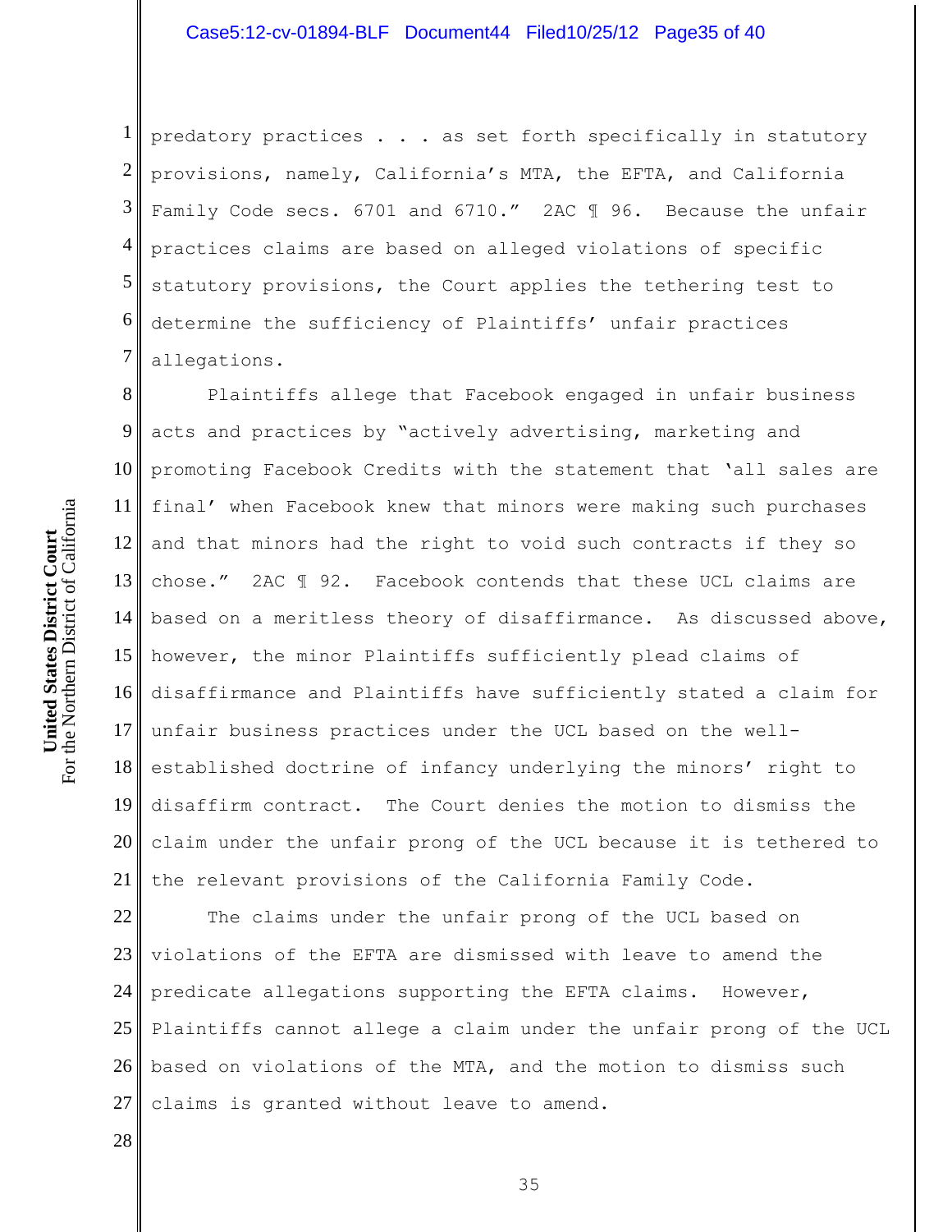predatory practices . . . as set forth specifically in statutory provisions, namely, California's MTA, the EFTA, and California Family Code secs. 6701 and 6710." 2AC ¶ 96. Because the unfair practices claims are based on alleged violations of specific statutory provisions, the Court applies the tethering test to determine the sufficiency of Plaintiffs' unfair practices allegations.

Plaintiffs allege that Facebook engaged in unfair business acts and practices by "actively advertising, marketing and promoting Facebook Credits with the statement that 'all sales are final' when Facebook knew that minors were making such purchases and that minors had the right to void such contracts if they so chose." 2AC ¶ 92. Facebook contends that these UCL claims are based on a meritless theory of disaffirmance. As discussed above, however, the minor Plaintiffs sufficiently plead claims of disaffirmance and Plaintiffs have sufficiently stated a claim for unfair business practices under the UCL based on the well-established doctrine of infancy underlying the minors' right to disaffirm contract. The Court denies the motion to dismiss the claim under the unfair prong of the UCL because it is tethered to the relevant provisions of the California Family Code.

The claims under the unfair prong of the UCL based on violations of the EFTA are dismissed with leave to amend the predicate allegations supporting the EFTA claims. However, Plaintiffs cannot allege a claim under the unfair prong of the UCL based on violations of the MTA, and the motion to dismiss such claims is granted without leave to amend.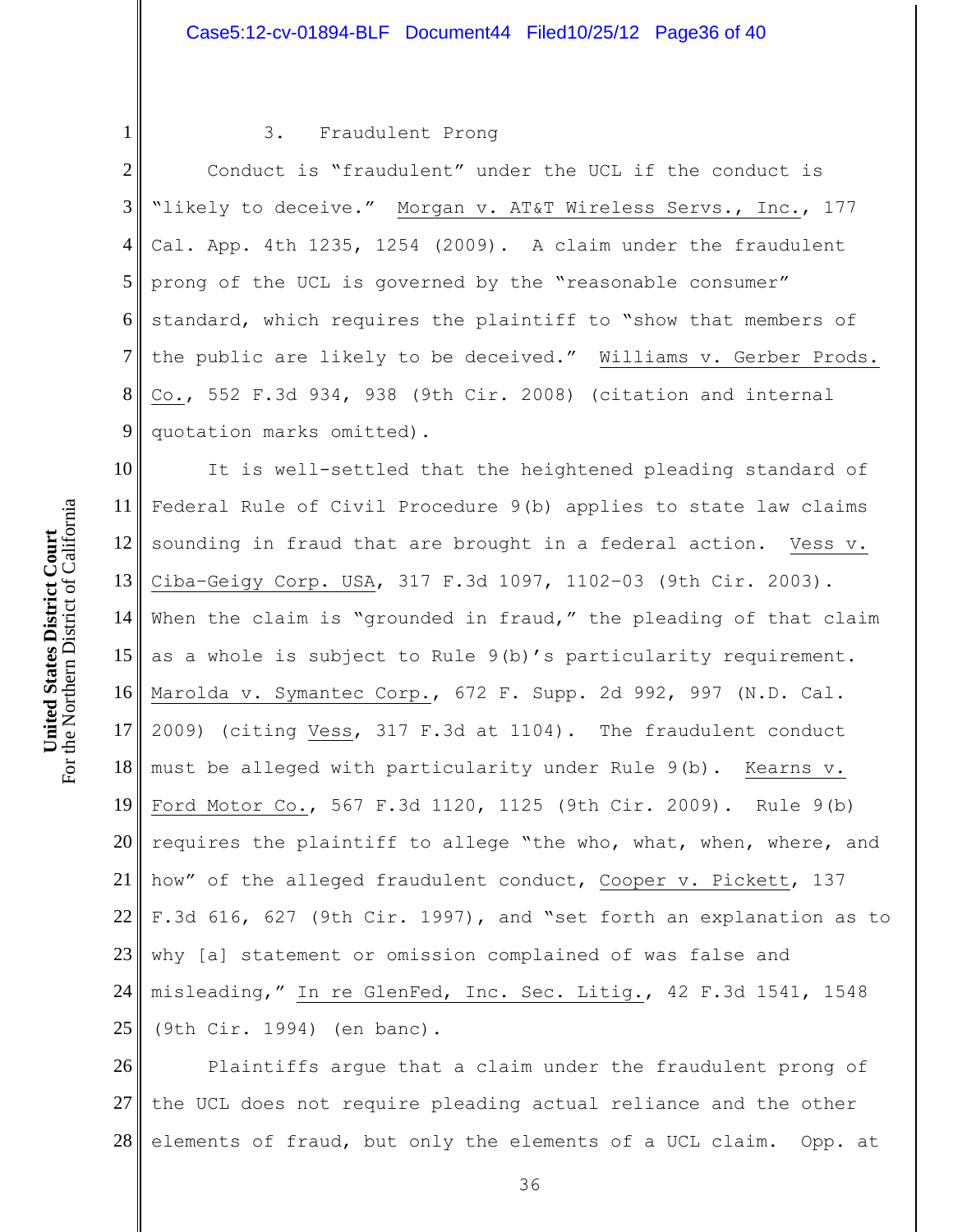### 3. Fraudulent Prong

Conduct is "fraudulent" under the UCL if the conduct is "likely to deceive." Morgan v. AT&T Wireless Servs., Inc., 177 Cal. App. 4th 1235, 1254 (2009). A claim under the fraudulent prong of the UCL is governed by the "reasonable consumer" standard, which requires the plaintiff to "show that members of the public are likely to be deceived." Williams v. Gerber Prods. Co., 552 F.3d 934, 938 (9th Cir. 2008) (citation and internal quotation marks omitted).

It is well-settled that the heightened pleading standard of Federal Rule of Civil Procedure 9(b) applies to state law claims sounding in fraud that are brought in a federal action. Vess v. Ciba-Geigy Corp. USA, 317 F.3d 1097, 1102-03 (9th Cir. 2003). When the claim is "grounded in fraud," the pleading of that claim as a whole is subject to Rule 9(b)'s particularity requirement. Marolda v. Symantec Corp., 672 F. Supp. 2d 992, 997 (N.D. Cal. 2009) (citing Vess, 317 F.3d at 1104). The fraudulent conduct must be alleged with particularity under Rule 9(b). Kearns v. Ford Motor Co., 567 F.3d 1120, 1125 (9th Cir. 2009). Rule 9(b) requires the plaintiff to allege "the who, what, when, where, and how" of the alleged fraudulent conduct, Cooper v. Pickett, 137 F.3d 616, 627 (9th Cir. 1997), and "set forth an explanation as to why [a] statement or omission complained of was false and misleading," In re GlenFed, Inc. Sec. Litig., 42 F.3d 1541, 1548 (9th Cir. 1994) (en banc).

Plaintiffs argue that a claim under the fraudulent prong of the UCL does not require pleading actual reliance and the other elements of fraud, but only the elements of a UCL claim. Opp. at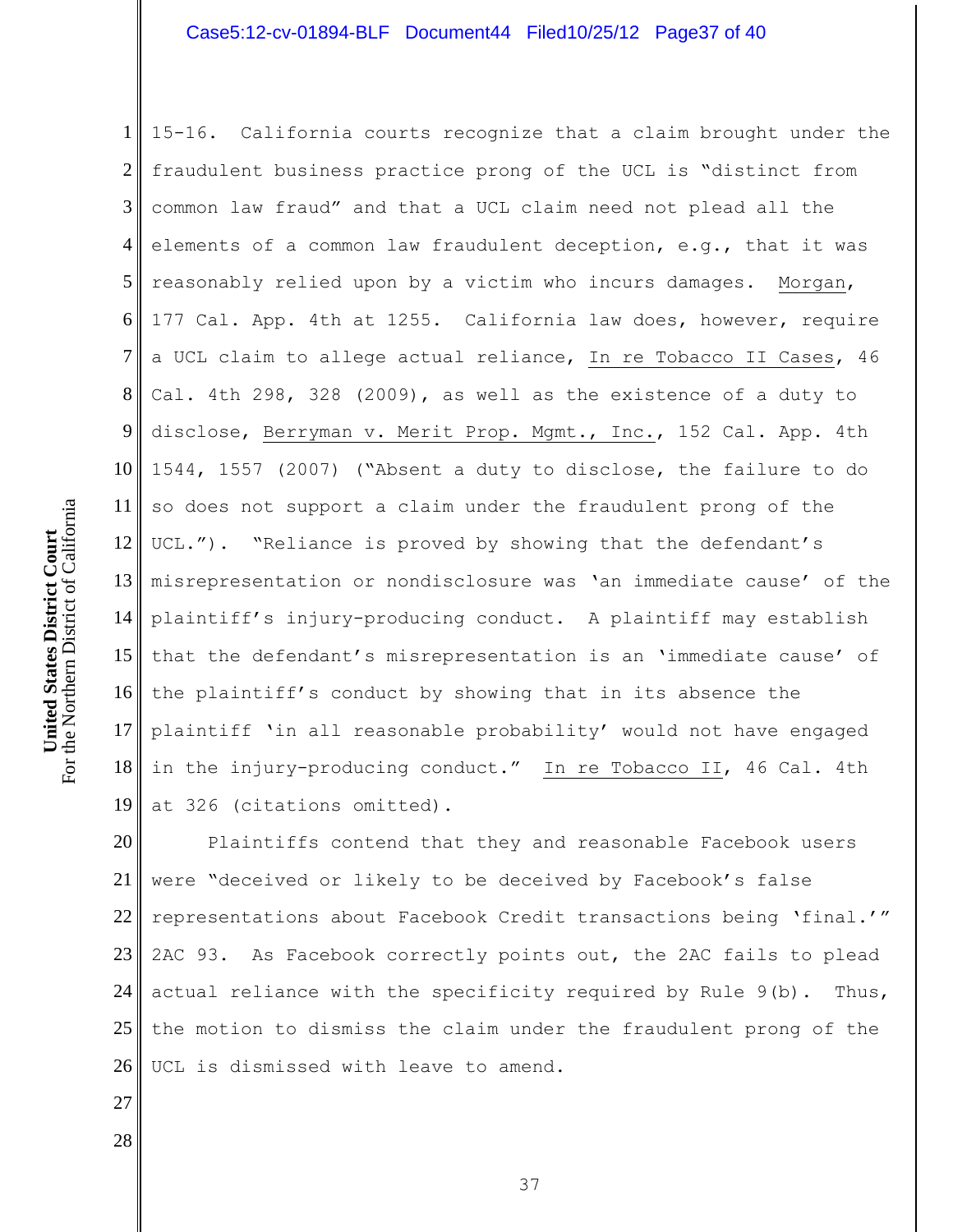15-16. California courts recognize that a claim brought under the fraudulent business practice prong of the UCL is "distinct from common law fraud" and that a UCL claim need not plead all the elements of a common law fraudulent deception, e.g., that it was reasonably relied upon by a victim who incurs damages. Morgan, 177 Cal. App. 4th at 1255. California law does, however, require a UCL claim to allege actual reliance, In re Tobacco II Cases, 46 Cal. 4th 298, 328 (2009), as well as the existence of a duty to disclose, Berryman v. Merit Prop. Mgmt., Inc., 152 Cal. App. 4th 1544, 1557 (2007) ("Absent a duty to disclose, the failure to do so does not support a claim under the fraudulent prong of the UCL."). "Reliance is proved by showing that the defendant's misrepresentation or nondisclosure was 'an immediate cause' of the plaintiff's injury-producing conduct. A plaintiff may establish that the defendant's misrepresentation is an 'immediate cause' of the plaintiff's conduct by showing that in its absence the plaintiff 'in all reasonable probability' would not have engaged in the injury-producing conduct." In re Tobacco II, 46 Cal. 4th at 326 (citations omitted).

Plaintiffs contend that they and reasonable Facebook users were "deceived or likely to be deceived by Facebook's false representations about Facebook Credit transactions being 'final.'" 2AC 93. As Facebook correctly points out, the 2AC fails to plead actual reliance with the specificity required by Rule 9(b). Thus, the motion to dismiss the claim under the fraudulent prong of the UCL is dismissed with leave to amend.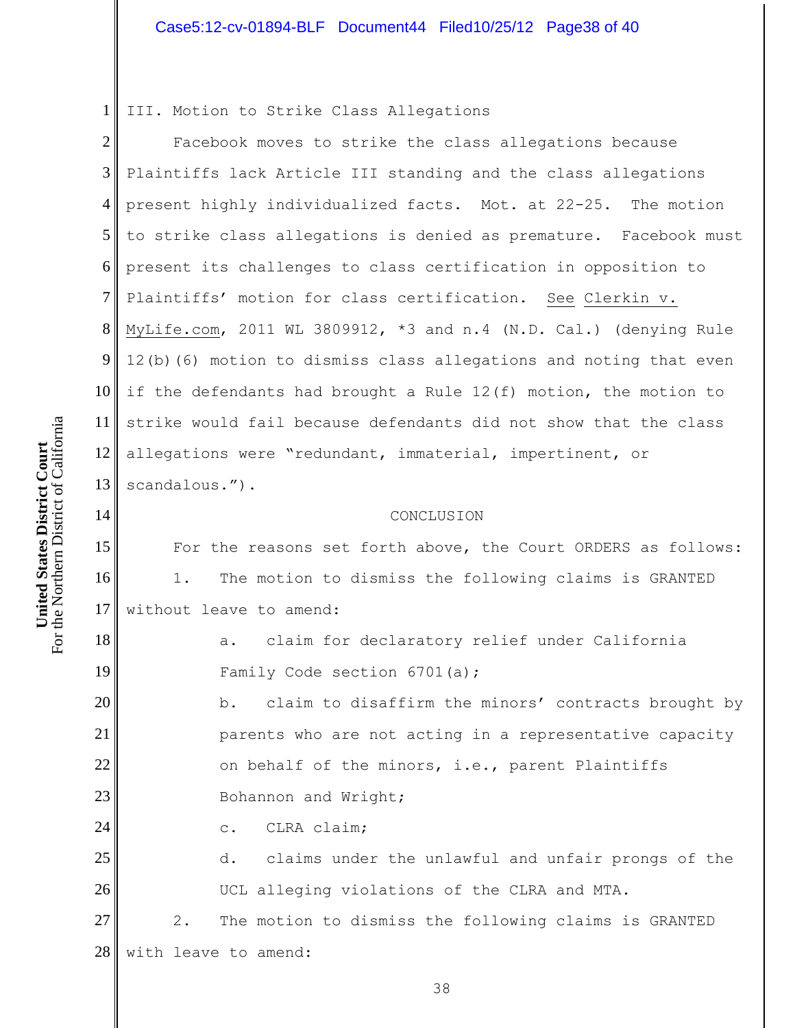## III. Motion to Strike Class Allegations

Facebook moves to strike the class allegations because Plaintiffs lack Article III standing and the class allegations present highly individualized facts. Mot. at 22-25. The motion to strike class allegations is denied as premature. Facebook must present its challenges to class certification in opposition to Plaintiffs' motion for class certification. See Clerkin v. MyLife.com, 2011 WL 3809912, *3 and n.4 (N.D. Cal.) (denying Rule 12(b)(6) motion to dismiss class allegations and noting that even if the defendants had brought a Rule 12(f) motion, the motion to strike would fail because defendants did not show that the class allegations were "redundant, immaterial, impertinent, or scandalous.").

## CONCLUSION

For the reasons set forth above, the Court ORDERS as follows:

1. The motion to dismiss the following claims is GRANTED without leave to amend:

   a. claim for declaratory relief under California Family Code section 6701(a);

   b. claim to disaffirm the minors' contracts brought by parents who are not acting in a representative capacity on behalf of the minors, i.e., parent Plaintiffs Bohannon and Wright;

   c. CLRA claim;

   d. claims under the unlawful and unfair prongs of the UCL alleging violations of the CLRA and MTA.

2. The motion to dismiss the following claims is GRANTED with leave to amend: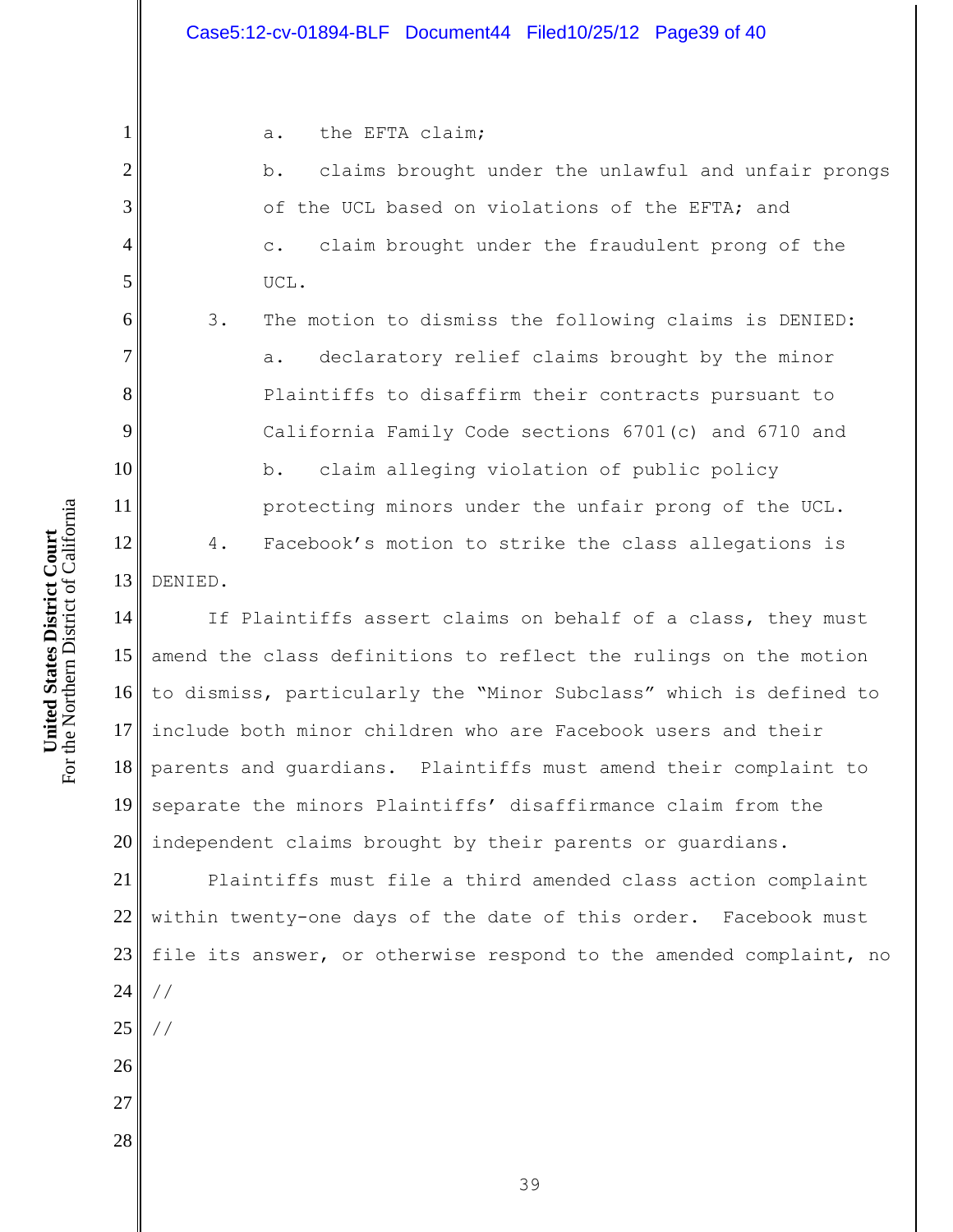a. the EFTA claim;

b. claims brought under the unlawful and unfair prongs of the UCL based on violations of the EFTA; and

c. claim brought under the fraudulent prong of the UCL.

3. The motion to dismiss the following claims is DENIED:

a. declaratory relief claims brought by the minor Plaintiffs to disaffirm their contracts pursuant to California Family Code sections 6701(c) and 6710 and

b. claim alleging violation of public policy protecting minors under the unfair prong of the UCL.

4. Facebook's motion to strike the class allegations is DENIED.

If Plaintiffs assert claims on behalf of a class, they must amend the class definitions to reflect the rulings on the motion to dismiss, particularly the "Minor Subclass" which is defined to include both minor children who are Facebook users and their parents and guardians. Plaintiffs must amend their complaint to separate the minors Plaintiffs' disaffirmance claim from the independent claims brought by their parents or guardians.

Plaintiffs must file a third amended class action complaint within twenty-one days of the date of this order. Facebook must file its answer, or otherwise respond to the amended complaint, no

//

//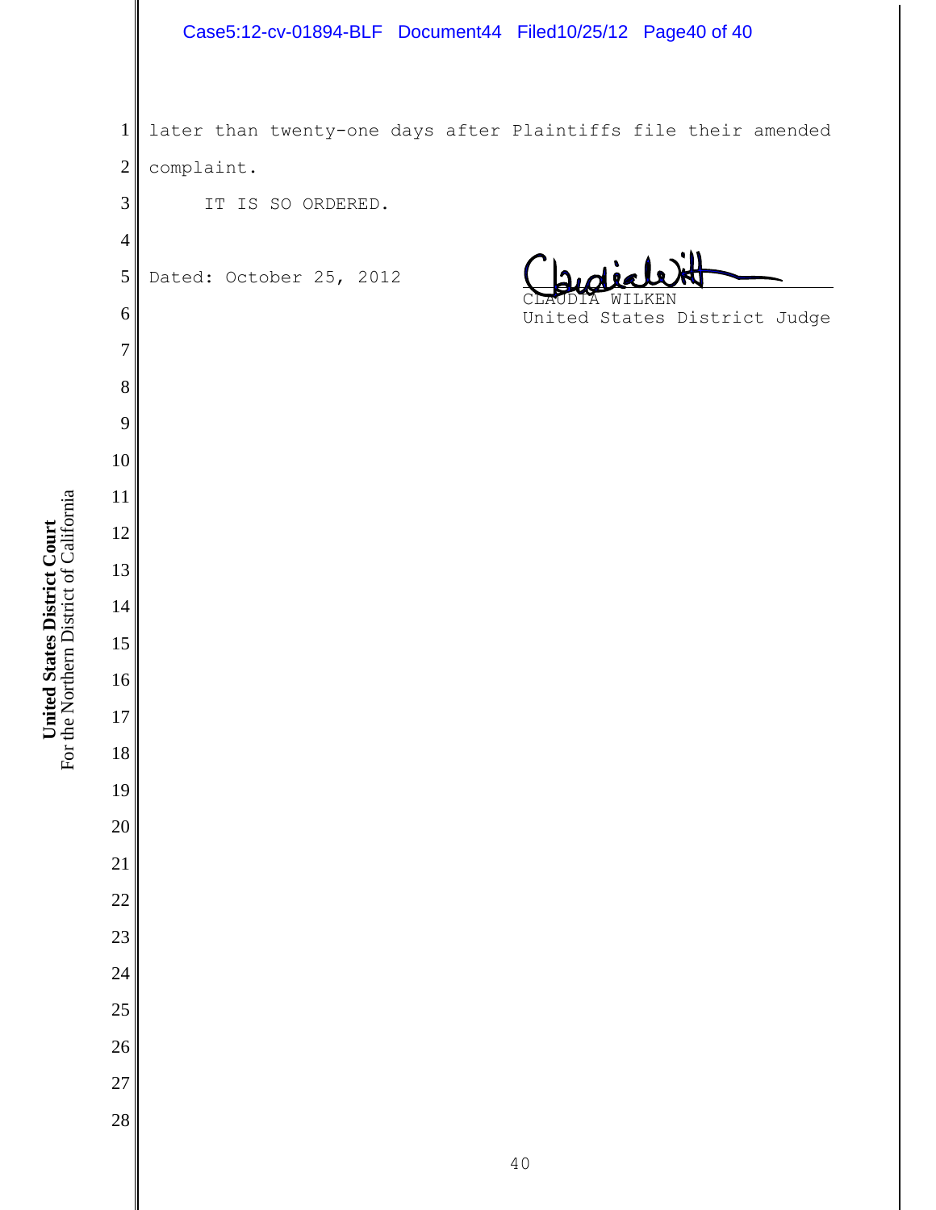later than twenty-one days after Plaintiffs file their amended complaint.

IT IS SO ORDERED.

Dated: October 25, 2012

CLAUDIA WILKEN
United States District Judge